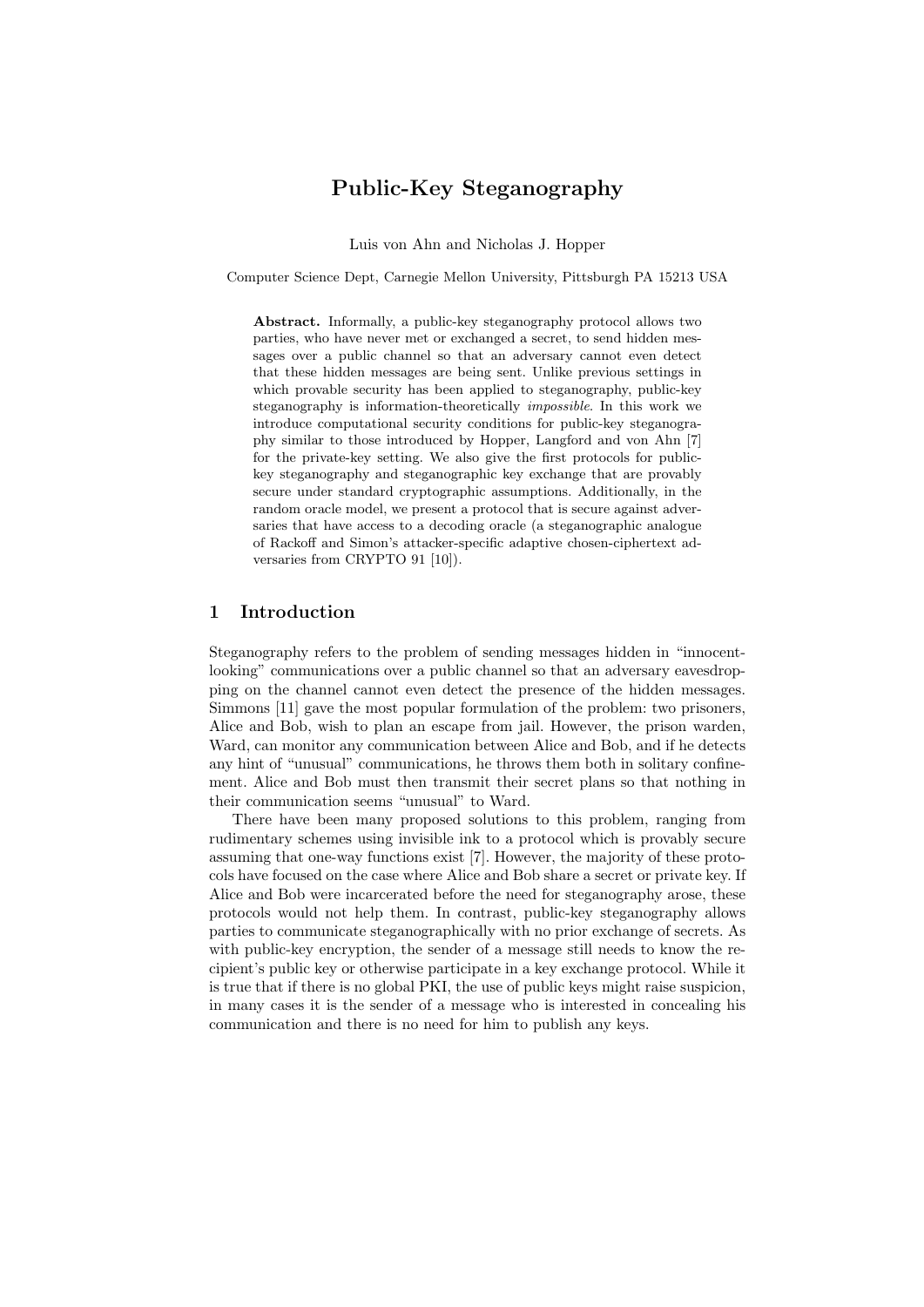# Public-Key Steganography

Luis von Ahn and Nicholas J. Hopper

Computer Science Dept, Carnegie Mellon University, Pittsburgh PA 15213 USA

**Abstract.** Informally, a public-key steganography protocol allows two parties, who have never met or exchanged a secret, to send hidden messages over a public channel so that an adversary cannot even detect that these hidden messages are being sent. Unlike previous settings in which provable security has been applied to steganography, public-key steganography is information-theoretically *impossible*. In this work we introduce computational security conditions for public-key steganography similar to those introduced by Hopper, Langford and von Ahn [7] for the private-key setting. We also give the first protocols for public-key steganography and steganographic key exchange that are provably secure under standard cryptographic assumptions. Additionally, in the random oracle model, we present a protocol that is secure against adversaries that have access to a decoding oracle (a steganographic analogue of Rackoff and Simon's attacker-specific adaptive chosen-ciphertext adversaries from CRYPTO 91 [10]).

## 1 Introduction

Steganography refers to the problem of sending messages hidden in "innocent-looking" communications over a public channel so that an adversary eavesdropping on the channel cannot even detect the presence of the hidden messages. Simmons [11] gave the most popular formulation of the problem: two prisoners, Alice and Bob, wish to plan an escape from jail. However, the prison warden, Ward, can monitor any communication between Alice and Bob, and if he detects any hint of "unusual" communications, he throws them both in solitary confinement. Alice and Bob must then transmit their secret plans so that nothing in their communication seems "unusual" to Ward.

There have been many proposed solutions to this problem, ranging from rudimentary schemes using invisible ink to a protocol which is provably secure assuming that one-way functions exist [7]. However, the majority of these protocols have focused on the case where Alice and Bob share a secret or private key. If Alice and Bob were incarcerated before the need for steganography arose, these protocols would not help them. In contrast, public-key steganography allows parties to communicate steganographically with no prior exchange of secrets. As with public-key encryption, the sender of a message still needs to know the recipient's public key or otherwise participate in a key exchange protocol. While it is true that if there is no global PKI, the use of public keys might raise suspicion, in many cases it is the sender of a message who is interested in concealing his communication and there is no need for him to publish any keys.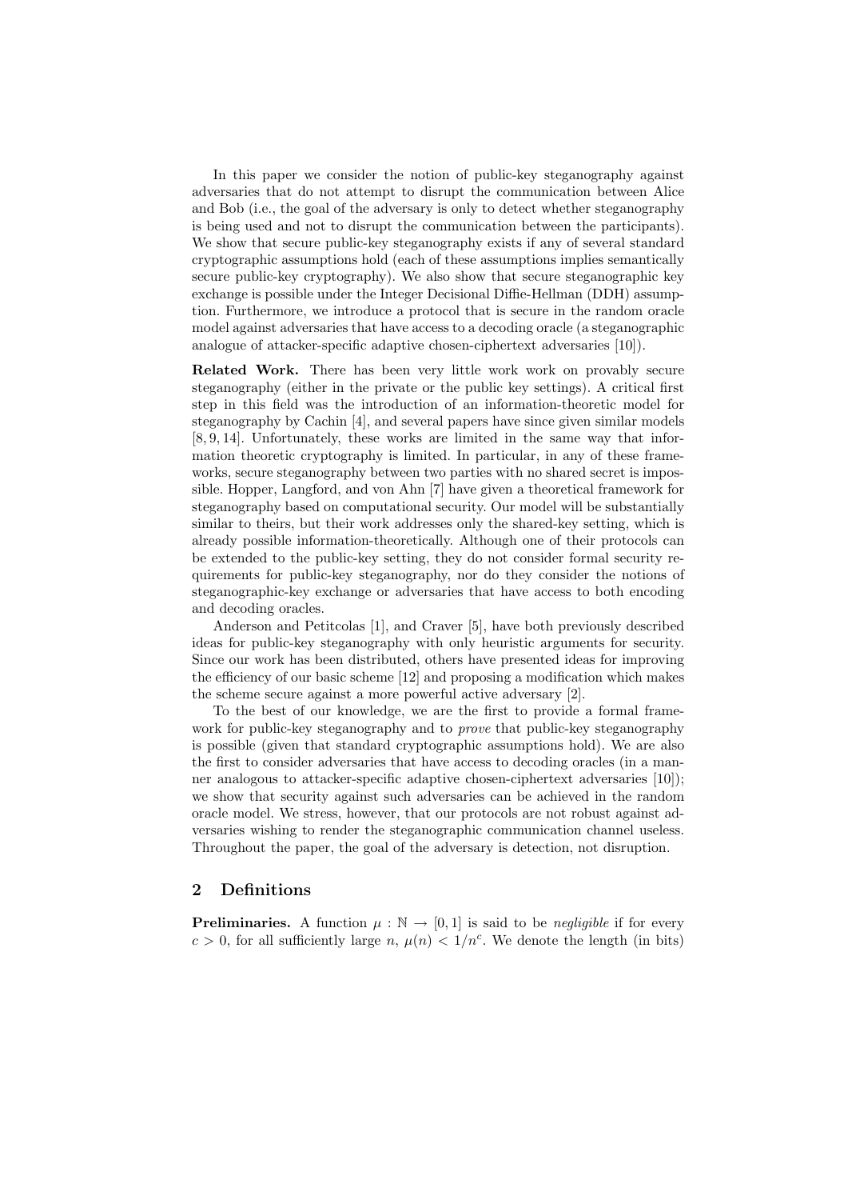In this paper we consider the notion of public-key steganography against adversaries that do not attempt to disrupt the communication between Alice and Bob (i.e., the goal of the adversary is only to detect whether steganography is being used and not to disrupt the communication between the participants). We show that secure public-key steganography exists if any of several standard cryptographic assumptions hold (each of these assumptions implies semantically secure public-key cryptography). We also show that secure steganographic key exchange is possible under the Integer Decisional Diffie-Hellman (DDH) assumption. Furthermore, we introduce a protocol that is secure in the random oracle model against adversaries that have access to a decoding oracle (a steganographic analogue of attacker-specific adaptive chosen-ciphertext adversaries [10]).

**Related Work.** There has been very little work work on provably secure steganography (either in the private or the public key settings). A critical first step in this field was the introduction of an information-theoretic model for steganography by Cachin [4], and several papers have since given similar models [8, 9, 14]. Unfortunately, these works are limited in the same way that information theoretic cryptography is limited. In particular, in any of these frameworks, secure steganography between two parties with no shared secret is impossible. Hopper, Langford, and von Ahn [7] have given a theoretical framework for steganography based on computational security. Our model will be substantially similar to theirs, but their work addresses only the shared-key setting, which is already possible information-theoretically. Although one of their protocols can be extended to the public-key setting, they do not consider formal security requirements for public-key steganography, nor do they consider the notions of steganographic-key exchange or adversaries that have access to both encoding and decoding oracles.

Anderson and Petitcolas [1], and Craver [5], have both previously described ideas for public-key steganography with only heuristic arguments for security. Since our work has been distributed, others have presented ideas for improving the efficiency of our basic scheme [12] and proposing a modification which makes the scheme secure against a more powerful active adversary [2].

To the best of our knowledge, we are the first to provide a formal framework for public-key steganography and to *prove* that public-key steganography is possible (given that standard cryptographic assumptions hold). We are also the first to consider adversaries that have access to decoding oracles (in a manner analogous to attacker-specific adaptive chosen-ciphertext adversaries [10]); we show that security against such adversaries can be achieved in the random oracle model. We stress, however, that our protocols are not robust against adversaries wishing to render the steganographic communication channel useless. Throughout the paper, the goal of the adversary is detection, not disruption.

## 2 Definitions

**Preliminaries.** A function $\mu : \mathbb{N} \to [0, 1]$ is said to be *negligible* if for every $c > 0$, for all sufficiently large $n$, $\mu(n) < 1/n^c$. We denote the length (in bits)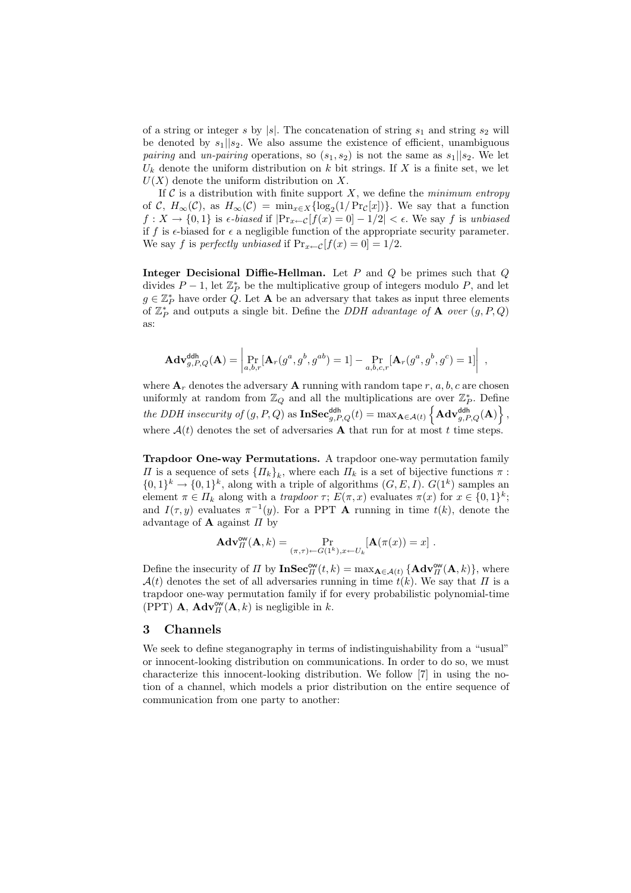of a string or integer $s$ by $|s|$. The concatenation of string $s_1$ and string $s_2$ will be denoted by $s_1||s_2$. We also assume the existence of efficient, unambiguous *pairing* and *un-pairing* operations, so $(s_1, s_2)$ is not the same as $s_1||s_2$. We let $U_k$ denote the uniform distribution on $k$ bit strings. If $X$ is a finite set, we let $U(X)$ denote the uniform distribution on $X$.

If $\mathcal{C}$ is a distribution with finite support $X$, we define the *minimum entropy* of $\mathcal{C}$, $H_\infty(\mathcal{C})$, as $H_\infty(\mathcal{C}) = \min_{x \in X}\{\log_2(1/\Pr_{\mathcal{C}}[x])\}$. We say that a function $f : X \to \{0,1\}$ is *$\epsilon$-biased* if $|\Pr_{x \leftarrow \mathcal{C}}[f(x) = 0] - 1/2| < \epsilon$. We say $f$ is *unbiased* if $f$ is $\epsilon$-biased for $\epsilon$ a negligible function of the appropriate security parameter. We say $f$ is *perfectly unbiased* if $\Pr_{x \leftarrow \mathcal{C}}[f(x) = 0] = 1/2$.

**Integer Decisional Diffie-Hellman.** Let $P$ and $Q$ be primes such that $Q$ divides $P - 1$, let $\mathbb{Z}_P^*$ be the multiplicative group of integers modulo $P$, and let $g \in \mathbb{Z}_P^*$ have order $Q$. Let $\mathbf{A}$ be an adversary that takes as input three elements of $\mathbb{Z}_P^*$ and outputs a single bit. Define the *DDH advantage of* $\mathbf{A}$ *over* $(g, P, Q)$ as:

$$\mathbf{Adv}^{\mathsf{ddh}}_{g,P,Q}(\mathbf{A}) = \left| \Pr_{a,b,r}[\mathbf{A}_r(g^a, g^b, g^{ab}) = 1] - \Pr_{a,b,c,r}[\mathbf{A}_r(g^a, g^b, g^c) = 1] \right| \ ,$$

where $\mathbf{A}_r$ denotes the adversary $\mathbf{A}$ running with random tape $r$, $a, b, c$ are chosen uniformly at random from $\mathbb{Z}_Q$ and all the multiplications are over $\mathbb{Z}_P^*$. Define *the DDH insecurity of* $(g, P, Q)$ as $\mathbf{InSec}^{\mathsf{ddh}}_{g,P,Q}(t) = \max_{\mathbf{A} \in \mathcal{A}(t)} \left\{ \mathbf{Adv}^{\mathsf{ddh}}_{g,P,Q}(\mathbf{A}) \right\}$, where $\mathcal{A}(t)$ denotes the set of adversaries $\mathbf{A}$ that run for at most $t$ time steps.

**Trapdoor One-way Permutations.** A trapdoor one-way permutation family $\Pi$ is a sequence of sets $\{\Pi_k\}_k$, where each $\Pi_k$ is a set of bijective functions $\pi : \{0,1\}^k \to \{0,1\}^k$, along with a triple of algorithms $(G, E, I)$. $G(1^k)$ samples an element $\pi \in \Pi_k$ along with a *trapdoor* $\tau$; $E(\pi, x)$ evaluates $\pi(x)$ for $x \in \{0,1\}^k$; and $I(\tau, y)$ evaluates $\pi^{-1}(y)$. For a PPT $\mathbf{A}$ running in time $t(k)$, denote the advantage of $\mathbf{A}$ against $\Pi$ by

$$\mathbf{Adv}^{\mathsf{ow}}_{\Pi}(\mathbf{A}, k) = \Pr_{(\pi,\tau) \leftarrow G(1^k), x \leftarrow U_k}[\mathbf{A}(\pi(x)) = x] \ .$$

Define the insecurity of $\Pi$ by $\mathbf{InSec}^{\mathsf{ow}}_{\Pi}(t, k) = \max_{\mathbf{A} \in \mathcal{A}(t)} \{\mathbf{Adv}^{\mathsf{ow}}_{\Pi}(\mathbf{A}, k)\}$, where $\mathcal{A}(t)$ denotes the set of all adversaries running in time $t(k)$. We say that $\Pi$ is a trapdoor one-way permutation family if for every probabilistic polynomial-time (PPT) $\mathbf{A}$, $\mathbf{Adv}^{\mathsf{ow}}_{\Pi}(\mathbf{A}, k)$ is negligible in $k$.

## 3 Channels

We seek to define steganography in terms of indistinguishability from a "usual" or innocent-looking distribution on communications. In order to do so, we must characterize this innocent-looking distribution. We follow [7] in using the notion of a channel, which models a prior distribution on the entire sequence of communication from one party to another: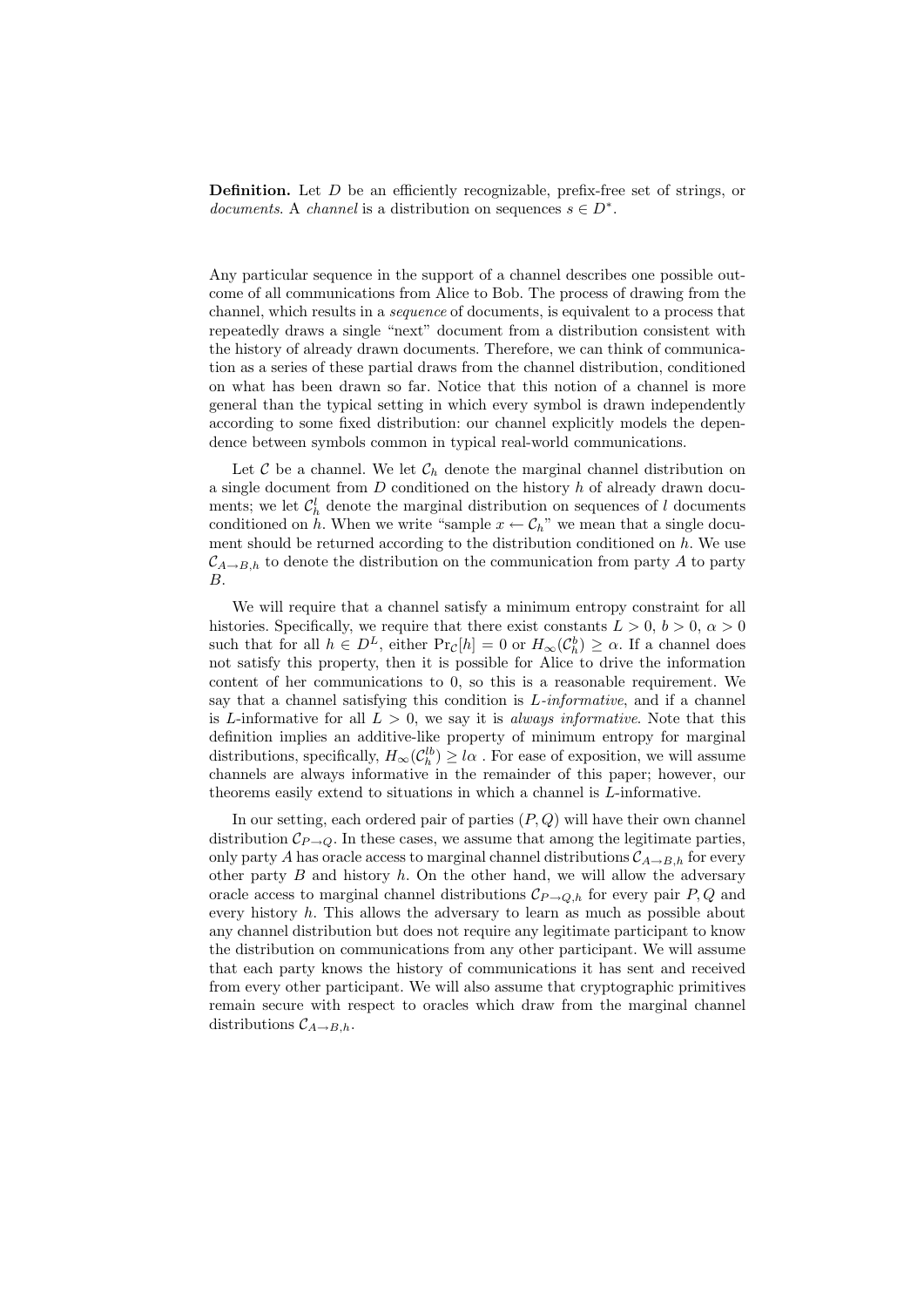**Definition.** Let $D$ be an efficiently recognizable, prefix-free set of strings, or *documents*. A *channel* is a distribution on sequences $s \in D^*$.

Any particular sequence in the support of a channel describes one possible outcome of all communications from Alice to Bob. The process of drawing from the channel, which results in a *sequence* of documents, is equivalent to a process that repeatedly draws a single "next" document from a distribution consistent with the history of already drawn documents. Therefore, we can think of communication as a series of these partial draws from the channel distribution, conditioned on what has been drawn so far. Notice that this notion of a channel is more general than the typical setting in which every symbol is drawn independently according to some fixed distribution: our channel explicitly models the dependence between symbols common in typical real-world communications.

Let $\mathcal{C}$ be a channel. We let $\mathcal{C}_h$ denote the marginal channel distribution on a single document from $D$ conditioned on the history $h$ of already drawn documents; we let $\mathcal{C}_h^l$ denote the marginal distribution on sequences of $l$ documents conditioned on $h$. When we write "sample $x \leftarrow \mathcal{C}_h$" we mean that a single document should be returned according to the distribution conditioned on $h$. We use $\mathcal{C}_{A \to B,h}$ to denote the distribution on the communication from party $A$ to party $B$.

We will require that a channel satisfy a minimum entropy constraint for all histories. Specifically, we require that there exist constants $L > 0$, $b > 0$, $\alpha > 0$ such that for all $h \in D^L$, either $\Pr_{\mathcal{C}}[h] = 0$ or $H_\infty(\mathcal{C}_h^b) \geq \alpha$. If a channel does not satisfy this property, then it is possible for Alice to drive the information content of her communications to 0, so this is a reasonable requirement. We say that a channel satisfying this condition is *L-informative*, and if a channel is $L$-informative for all $L > 0$, we say it is *always informative*. Note that this definition implies an additive-like property of minimum entropy for marginal distributions, specifically, $H_\infty(\mathcal{C}_h^{lb}) \geq l\alpha$ . For ease of exposition, we will assume channels are always informative in the remainder of this paper; however, our theorems easily extend to situations in which a channel is $L$-informative.

In our setting, each ordered pair of parties $(P, Q)$ will have their own channel distribution $\mathcal{C}_{P \to Q}$. In these cases, we assume that among the legitimate parties, only party $A$ has oracle access to marginal channel distributions $\mathcal{C}_{A \to B,h}$ for every other party $B$ and history $h$. On the other hand, we will allow the adversary oracle access to marginal channel distributions $\mathcal{C}_{P \to Q,h}$ for every pair $P, Q$ and every history $h$. This allows the adversary to learn as much as possible about any channel distribution but does not require any legitimate participant to know the distribution on communications from any other participant. We will assume that each party knows the history of communications it has sent and received from every other participant. We will also assume that cryptographic primitives remain secure with respect to oracles which draw from the marginal channel distributions $\mathcal{C}_{A \to B,h}$.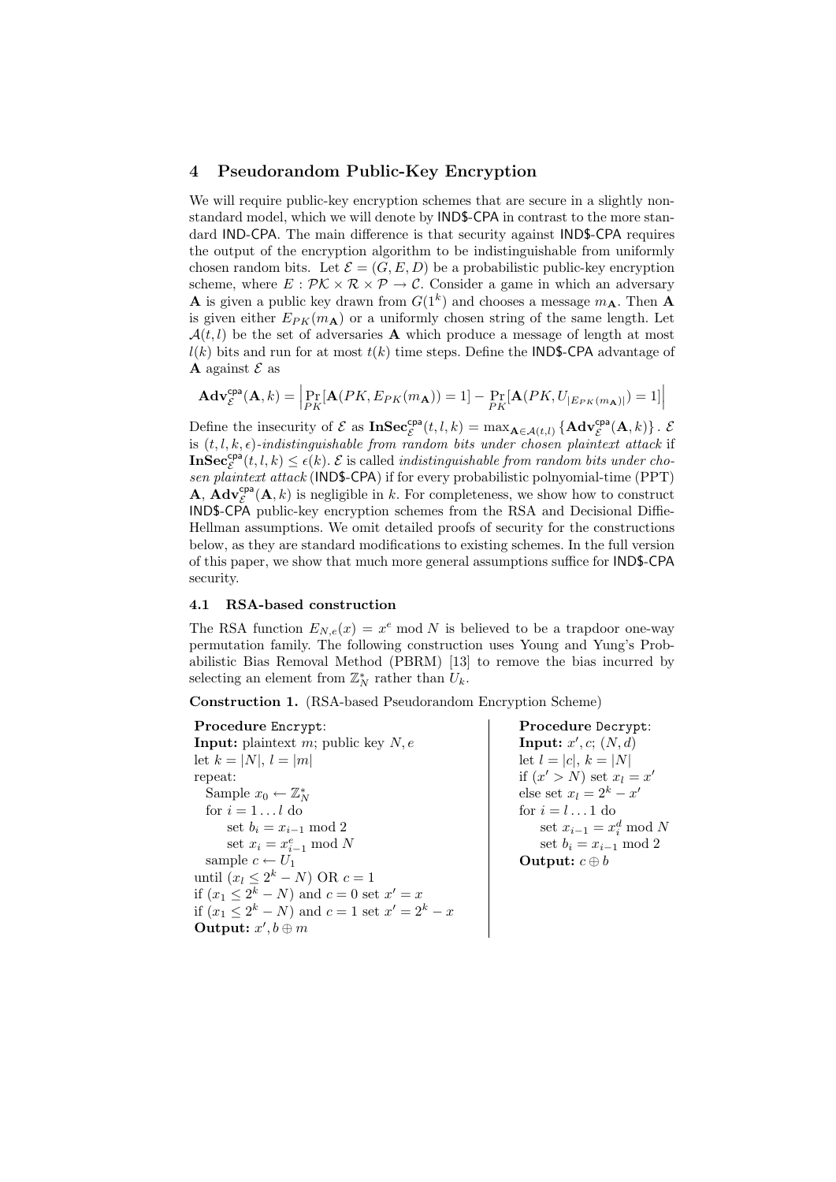## 4 Pseudorandom Public-Key Encryption

We will require public-key encryption schemes that are secure in a slightly nonstandard model, which we will denote by IND\$-CPA in contrast to the more standard IND-CPA. The main difference is that security against IND\$-CPA requires the output of the encryption algorithm to be indistinguishable from uniformly chosen random bits. Let $\mathcal{E} = (G, E, D)$ be a probabilistic public-key encryption scheme, where $E : \mathcal{PK} \times \mathcal{R} \times \mathcal{P} \to \mathcal{C}$. Consider a game in which an adversary $\mathbf{A}$ is given a public key drawn from $G(1^k)$ and chooses a message $m_{\mathbf{A}}$. Then $\mathbf{A}$ is given either $E_{PK}(m_{\mathbf{A}})$ or a uniformly chosen string of the same length. Let $\mathcal{A}(t, l)$ be the set of adversaries $\mathbf{A}$ which produce a message of length at most $l(k)$ bits and run for at most $t(k)$ time steps. Define the IND\$-CPA advantage of $\mathbf{A}$ against $\mathcal{E}$ as

$$\mathbf{Adv}^{\mathsf{cpa}}_{\mathcal{E}}(\mathbf{A}, k) = \left| \Pr_{PK}[\mathbf{A}(PK, E_{PK}(m_{\mathbf{A}})) = 1] - \Pr_{PK}[\mathbf{A}(PK, U_{|E_{PK}(m_{\mathbf{A}})|}) = 1] \right|$$

Define the insecurity of $\mathcal{E}$ as $\mathbf{InSec}^{\mathsf{cpa}}_{\mathcal{E}}(t, l, k) = \max_{\mathbf{A} \in \mathcal{A}(t,l)} \{\mathbf{Adv}^{\mathsf{cpa}}_{\mathcal{E}}(\mathbf{A}, k)\}$. $\mathcal{E}$ is $(t, l, k, \epsilon)$*-indistinguishable from random bits under chosen plaintext attack* if $\mathbf{InSec}^{\mathsf{cpa}}_{\mathcal{E}}(t, l, k) \leq \epsilon(k)$. $\mathcal{E}$ is called *indistinguishable from random bits under chosen plaintext attack* (IND\$-CPA) if for every probabilistic polnyomial-time (PPT) $\mathbf{A}$, $\mathbf{Adv}^{\mathsf{cpa}}_{\mathcal{E}}(\mathbf{A}, k)$ is negligible in $k$. For completeness, we show how to construct IND\$-CPA public-key encryption schemes from the RSA and Decisional Diffie-Hellman assumptions. We omit detailed proofs of security for the constructions below, as they are standard modifications to existing schemes. In the full version of this paper, we show that much more general assumptions suffice for IND\$-CPA security.

### 4.1 RSA-based construction

The RSA function $E_{N,e}(x) = x^e \bmod N$ is believed to be a trapdoor one-way permutation family. The following construction uses Young and Yung's Probabilistic Bias Removal Method (PBRM) [13] to remove the bias incurred by selecting an element from $\mathbb{Z}^*_N$ rather than $U_k$.

**Construction 1.** (RSA-based Pseudorandom Encryption Scheme)

**Procedure** Encrypt:
**Input:** plaintext $m$; public key $N, e$
let $k = |N|$, $l = |m|$
repeat:
  Sample $x_0 \leftarrow \mathbb{Z}^*_N$
  for $i = 1 \ldots l$ do
    set $b_i = x_{i-1} \bmod 2$
    set $x_i = x^e_{i-1} \bmod N$
  sample $c \leftarrow U_1$
until $(x_l \leq 2^k - N)$ OR $c = 1$
if $(x_1 \leq 2^k - N)$ and $c = 0$ set $x' = x$
if $(x_1 \leq 2^k - N)$ and $c = 1$ set $x' = 2^k - x$
**Output:** $x', b \oplus m$

**Procedure** Decrypt:
**Input:** $x', c$; $(N, d)$
let $l = |c|$, $k = |N|$
if $(x' > N)$ set $x_l = x'$
else set $x_l = 2^k - x'$
for $i = l \ldots 1$ do
  set $x_{i-1} = x^d_i \bmod N$
  set $b_i = x_{i-1} \bmod 2$
**Output:** $c \oplus b$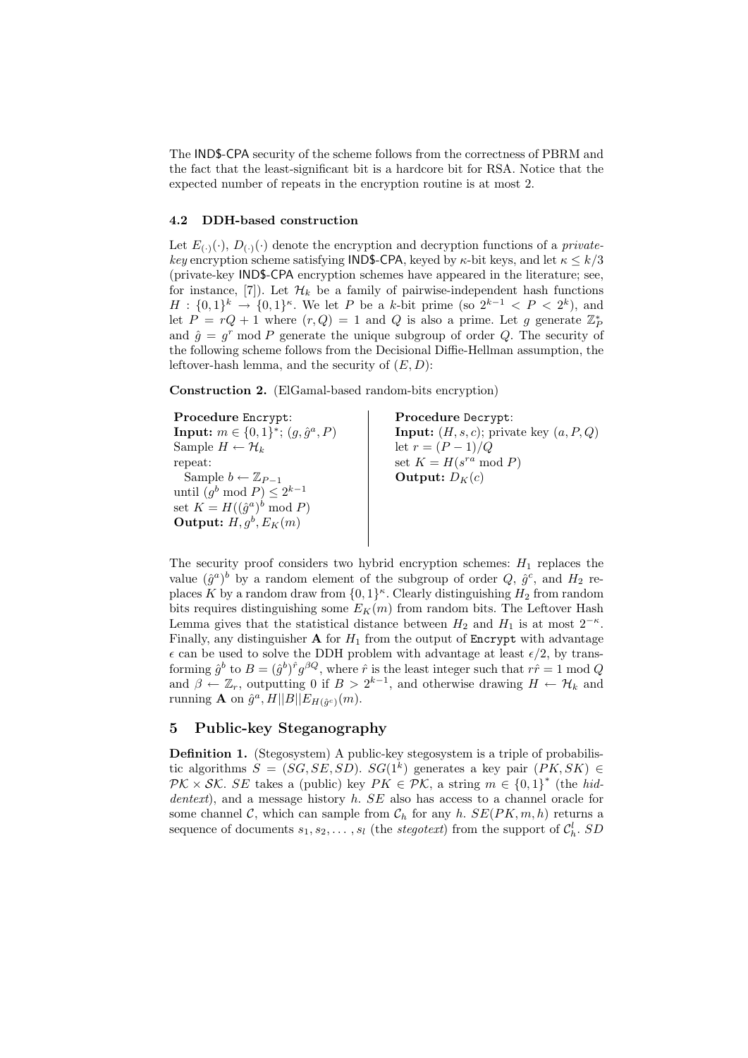The IND\$-CPA security of the scheme follows from the correctness of PBRM and the fact that the least-significant bit is a hardcore bit for RSA. Notice that the expected number of repeats in the encryption routine is at most 2.

### 4.2 DDH-based construction

Let $E_{(\cdot)}(\cdot)$, $D_{(\cdot)}(\cdot)$ denote the encryption and decryption functions of a *private-key* encryption scheme satisfying IND\$-CPA, keyed by $\kappa$-bit keys, and let $\kappa \leq k/3$ (private-key IND\$-CPA encryption schemes have appeared in the literature; see, for instance, [7]). Let $\mathcal{H}_k$ be a family of pairwise-independent hash functions $H : \{0,1\}^k \to \{0,1\}^\kappa$. We let $P$ be a $k$-bit prime (so $2^{k-1} < P < 2^k$), and let $P = rQ + 1$ where $(r, Q) = 1$ and $Q$ is also a prime. Let $g$ generate $\mathbb{Z}_P^*$ and $\hat{g} = g^r \bmod P$ generate the unique subgroup of order $Q$. The security of the following scheme follows from the Decisional Diffie-Hellman assumption, the leftover-hash lemma, and the security of $(E, D)$:

**Construction 2.** (ElGamal-based random-bits encryption)

**Procedure** Encrypt:
**Input:** $m \in \{0,1\}^*$; $(g, \hat{g}^a, P)$
Sample $H \leftarrow \mathcal{H}_k$
repeat:
  Sample $b \leftarrow \mathbb{Z}_{P-1}$
until $(g^b \bmod P) \leq 2^{k-1}$
set $K = H((\hat{g}^a)^b \bmod P)$
**Output:** $H, g^b, E_K(m)$

**Procedure** Decrypt:
**Input:** $(H, s, c)$; private key $(a, P, Q)$
let $r = (P-1)/Q$
set $K = H(s^{ra} \bmod P)$
**Output:** $D_K(c)$

The security proof considers two hybrid encryption schemes: $H_1$ replaces the value $(\hat{g}^a)^b$ by a random element of the subgroup of order $Q$, $\hat{g}^c$, and $H_2$ replaces $K$ by a random draw from $\{0,1\}^\kappa$. Clearly distinguishing $H_2$ from random bits requires distinguishing some $E_K(m)$ from random bits. The Leftover Hash Lemma gives that the statistical distance between $H_2$ and $H_1$ is at most $2^{-\kappa}$. Finally, any distinguisher $\mathbf{A}$ for $H_1$ from the output of Encrypt with advantage $\epsilon$ can be used to solve the DDH problem with advantage at least $\epsilon/2$, by transforming $\hat{g}^b$ to $B = (\hat{g}^b)^{\hat{r}} g^{\beta Q}$, where $\hat{r}$ is the least integer such that $r\hat{r} = 1 \bmod Q$ and $\beta \leftarrow \mathbb{Z}_r$, outputting 0 if $B > 2^{k-1}$, and otherwise drawing $H \leftarrow \mathcal{H}_k$ and running $\mathbf{A}$ on $\hat{g}^a, H||B||E_{H(\hat{g}^c)}(m)$.

## 5 Public-key Steganography

**Definition 1.** (Stegosystem) A public-key stegosystem is a triple of probabilistic algorithms $S = (SG, SE, SD)$. $SG(1^k)$ generates a key pair $(PK, SK) \in \mathcal{PK} \times \mathcal{SK}$. $SE$ takes a (public) key $PK \in \mathcal{PK}$, a string $m \in \{0,1\}^*$ (the *hiddentext*), and a message history $h$. $SE$ also has access to a channel oracle for some channel $\mathcal{C}$, which can sample from $\mathcal{C}_h$ for any $h$. $SE(PK, m, h)$ returns a sequence of documents $s_1, s_2, \ldots, s_l$ (the *stegotext*) from the support of $\mathcal{C}_h^l$. $SD$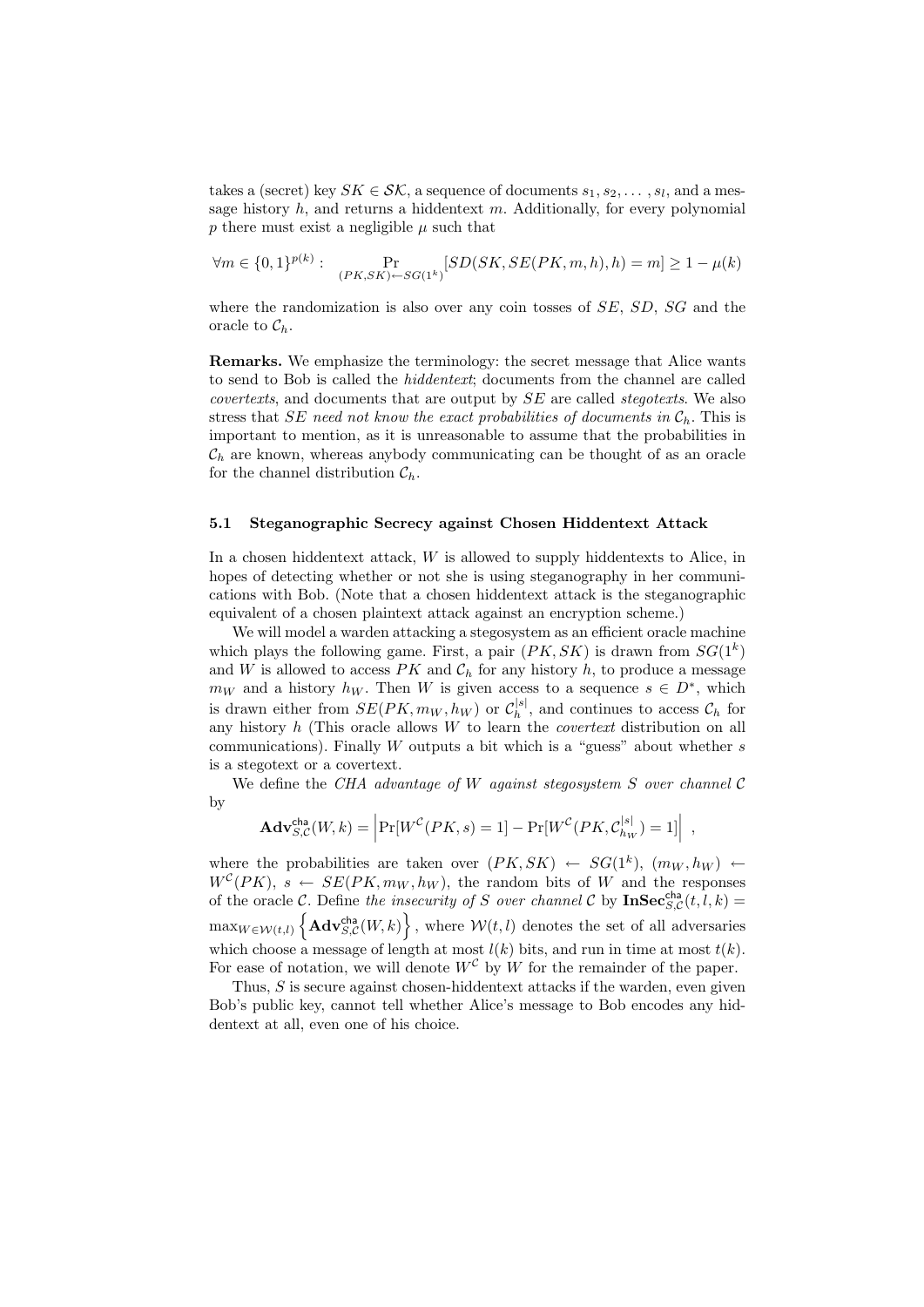takes a (secret) key $SK \in \mathcal{SK}$, a sequence of documents $s_1, s_2, \ldots, s_l$, and a message history $h$, and returns a hiddentext $m$. Additionally, for every polynomial $p$ there must exist a negligible $\mu$ such that

$$\forall m \in \{0,1\}^{p(k)} : \quad \Pr_{(PK,SK) \leftarrow SG(1^k)}[SD(SK, SE(PK, m, h), h) = m] \geq 1 - \mu(k)$$

where the randomization is also over any coin tosses of $SE$, $SD$, $SG$ and the oracle to $\mathcal{C}_h$.

**Remarks.** We emphasize the terminology: the secret message that Alice wants to send to Bob is called the *hiddentext*; documents from the channel are called *covertexts*, and documents that are output by $SE$ are called *stegotexts*. We also stress that *$SE$ need not know the exact probabilities of documents in $\mathcal{C}_h$*. This is important to mention, as it is unreasonable to assume that the probabilities in $\mathcal{C}_h$ are known, whereas anybody communicating can be thought of as an oracle for the channel distribution $\mathcal{C}_h$.

### 5.1 Steganographic Secrecy against Chosen Hiddentext Attack

In a chosen hiddentext attack, $W$ is allowed to supply hiddentexts to Alice, in hopes of detecting whether or not she is using steganography in her communications with Bob. (Note that a chosen hiddentext attack is the steganographic equivalent of a chosen plaintext attack against an encryption scheme.)

We will model a warden attacking a stegosystem as an efficient oracle machine which plays the following game. First, a pair $(PK, SK)$ is drawn from $SG(1^k)$ and $W$ is allowed to access $PK$ and $\mathcal{C}_h$ for any history $h$, to produce a message $m_W$ and a history $h_W$. Then $W$ is given access to a sequence $s \in D^*$, which is drawn either from $SE(PK, m_W, h_W)$ or $\mathcal{C}_h^{|s|}$, and continues to access $\mathcal{C}_h$ for any history $h$ (This oracle allows $W$ to learn the *covertext* distribution on all communications). Finally $W$ outputs a bit which is a "guess" about whether $s$ is a stegotext or a covertext.

We define the *CHA advantage of $W$ against stegosystem $S$ over channel $\mathcal{C}$* by

$$\mathbf{Adv}^{\mathsf{cha}}_{S,\mathcal{C}}(W, k) = \left| \Pr[W^{\mathcal{C}}(PK, s) = 1] - \Pr[W^{\mathcal{C}}(PK, \mathcal{C}_{h_W}^{|s|}) = 1] \right| \ ,$$

where the probabilities are taken over $(PK, SK) \leftarrow SG(1^k)$, $(m_W, h_W) \leftarrow W^{\mathcal{C}}(PK)$, $s \leftarrow SE(PK, m_W, h_W)$, the random bits of $W$ and the responses of the oracle $\mathcal{C}$. Define *the insecurity of $S$ over channel $\mathcal{C}$* by $\mathbf{InSec}^{\mathsf{cha}}_{S,\mathcal{C}}(t, l, k) = \max_{W \in \mathcal{W}(t,l)} \left\{ \mathbf{Adv}^{\mathsf{cha}}_{S,\mathcal{C}}(W, k) \right\}$, where $\mathcal{W}(t, l)$ denotes the set of all adversaries which choose a message of length at most $l(k)$ bits, and run in time at most $t(k)$. For ease of notation, we will denote $W^{\mathcal{C}}$ by $W$ for the remainder of the paper.

Thus, $S$ is secure against chosen-hiddentext attacks if the warden, even given Bob's public key, cannot tell whether Alice's message to Bob encodes any hiddentext at all, even one of his choice.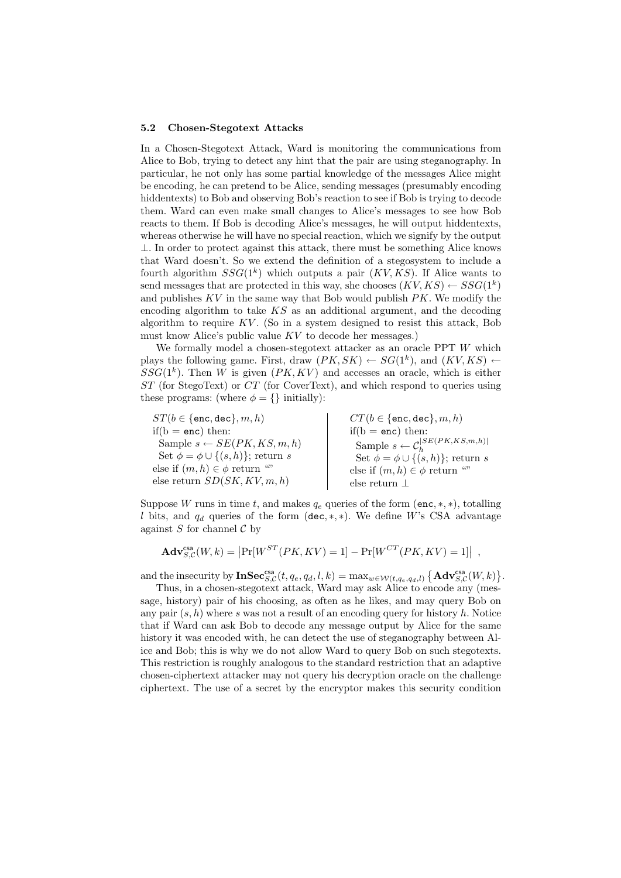### 5.2 Chosen-Stegotext Attacks

In a Chosen-Stegotext Attack, Ward is monitoring the communications from Alice to Bob, trying to detect any hint that the pair are using steganography. In particular, he not only has some partial knowledge of the messages Alice might be encoding, he can pretend to be Alice, sending messages (presumably encoding hiddentexts) to Bob and observing Bob's reaction to see if Bob is trying to decode them. Ward can even make small changes to Alice's messages to see how Bob reacts to them. If Bob is decoding Alice's messages, he will output hiddentexts, whereas otherwise he will have no special reaction, which we signify by the output $\perp$. In order to protect against this attack, there must be something Alice knows that Ward doesn't. So we extend the definition of a stegosystem to include a fourth algorithm $SSG(1^k)$ which outputs a pair $(KV, KS)$. If Alice wants to send messages that are protected in this way, she chooses $(KV, KS) \leftarrow SSG(1^k)$ and publishes $KV$ in the same way that Bob would publish $PK$. We modify the encoding algorithm to take $KS$ as an additional argument, and the decoding algorithm to require $KV$. (So in a system designed to resist this attack, Bob must know Alice's public value $KV$ to decode her messages.)

We formally model a chosen-stegotext attacker as an oracle PPT $W$ which plays the following game. First, draw $(PK, SK) \leftarrow SG(1^k)$, and $(KV, KS) \leftarrow SSG(1^k)$. Then $W$ is given $(PK, KV)$ and accesses an oracle, which is either $ST$ (for StegoText) or $CT$ (for CoverText), and which respond to queries using these programs: (where $\phi = \{\}$ initially):

```
ST(b ∈ {enc, dec}, m, h)
if(b = enc) then:
  Sample s ← SE(PK, KS, m, h)
  Set φ = φ ∪ {(s, h)}; return s
else if (m, h) ∈ φ return ""
else return SD(SK, KV, m, h)
```

```
CT(b ∈ {enc, dec}, m, h)
if(b = enc) then:
  Sample s ← C_h^{|SE(PK,KS,m,h)|}
  Set φ = φ ∪ {(s, h)}; return s
else if (m, h) ∈ φ return ""
else return ⊥
```

Suppose $W$ runs in time $t$, and makes $q_e$ queries of the form $(\texttt{enc}, *, *)$, totalling $l$ bits, and $q_d$ queries of the form $(\texttt{dec}, *, *)$. We define $W$'s CSA advantage against $S$ for channel $\mathcal{C}$ by

$$\mathbf{Adv}^{\mathsf{csa}}_{S,\mathcal{C}}(W, k) = \left|\Pr[W^{ST}(PK, KV) = 1] - \Pr[W^{CT}(PK, KV) = 1]\right| ,$$

and the insecurity by $\mathbf{InSec}^{\mathsf{csa}}_{S,\mathcal{C}}(t, q_e, q_d, l, k) = \max_{w \in \mathcal{W}(t,q_e,q_d,l)} \left\{\mathbf{Adv}^{\mathsf{csa}}_{S,\mathcal{C}}(W, k)\right\}$.

Thus, in a chosen-stegotext attack, Ward may ask Alice to encode any (message, history) pair of his choosing, as often as he likes, and may query Bob on any pair $(s, h)$ where $s$ was not a result of an encoding query for history $h$. Notice that if Ward can ask Bob to decode any message output by Alice for the same history it was encoded with, he can detect the use of steganography between Alice and Bob; this is why we do not allow Ward to query Bob on such stegotexts. This restriction is roughly analogous to the standard restriction that an adaptive chosen-ciphertext attacker may not query his decryption oracle on the challenge ciphertext. The use of a secret by the encryptor makes this security condition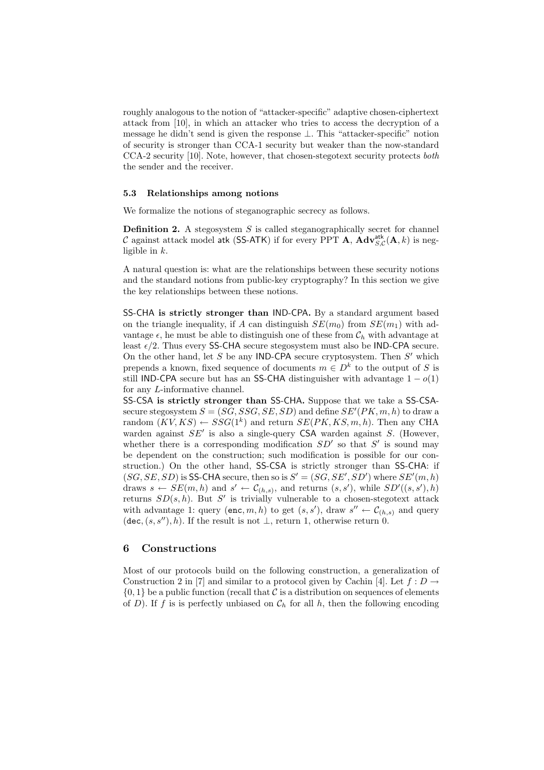roughly analogous to the notion of "attacker-specific" adaptive chosen-ciphertext attack from [10], in which an attacker who tries to access the decryption of a message he didn't send is given the response $\perp$. This "attacker-specific" notion of security is stronger than CCA-1 security but weaker than the now-standard CCA-2 security [10]. Note, however, that chosen-stegotext security protects *both* the sender and the receiver.

### 5.3 Relationships among notions

We formalize the notions of steganographic secrecy as follows.

**Definition 2.** A stegosystem $S$ is called steganographically secret for channel $\mathcal{C}$ against attack model $\mathsf{atk}$ (SS-ATK) if for every PPT $\mathbf{A}$, $\mathbf{Adv}^{\mathsf{atk}}_{S,\mathcal{C}}(\mathbf{A}, k)$ is negligible in $k$.

A natural question is: what are the relationships between these security notions and the standard notions from public-key cryptography? In this section we give the key relationships between these notions.

**SS-CHA is strictly stronger than IND-CPA.** By a standard argument based on the triangle inequality, if $A$ can distinguish $SE(m_0)$ from $SE(m_1)$ with advantage $\epsilon$, he must be able to distinguish one of these from $\mathcal{C}_h$ with advantage at least $\epsilon/2$. Thus every SS-CHA secure stegosystem must also be IND-CPA secure. On the other hand, let $S$ be any IND-CPA secure cryptosystem. Then $S'$ which prepends a known, fixed sequence of documents $m \in D^k$ to the output of $S$ is still IND-CPA secure but has an SS-CHA distinguisher with advantage $1 - o(1)$ for any $L$-informative channel.

**SS-CSA is strictly stronger than SS-CHA.** Suppose that we take a SS-CSA-secure stegosystem $S = (SG, SSG, SE, SD)$ and define $SE'(PK, m, h)$ to draw a random $(KV, KS) \leftarrow SSG(1^k)$ and return $SE(PK, KS, m, h)$. Then any CHA warden against $SE'$ is also a single-query CSA warden against $S$. (However, whether there is a corresponding modification $SD'$ so that $S'$ is sound may be dependent on the construction; such modification is possible for our construction.) On the other hand, SS-CSA is strictly stronger than SS-CHA: if $(SG, SE, SD)$ is SS-CHA secure, then so is $S' = (SG, SE', SD')$ where $SE'(m, h)$ draws $s \leftarrow SE(m, h)$ and $s' \leftarrow \mathcal{C}_{(h,s)}$, and returns $(s, s')$, while $SD'((s, s'), h)$ returns $SD(s, h)$. But $S'$ is trivially vulnerable to a chosen-stegotext attack with advantage 1: query $(\mathtt{enc}, m, h)$ to get $(s, s')$, draw $s'' \leftarrow \mathcal{C}_{(h,s)}$ and query $(\mathtt{dec}, (s, s''), h)$. If the result is not $\perp$, return 1, otherwise return 0.

## 6 Constructions

Most of our protocols build on the following construction, a generalization of Construction 2 in [7] and similar to a protocol given by Cachin [4]. Let $f : D \to \{0, 1\}$ be a public function (recall that $\mathcal{C}$ is a distribution on sequences of elements of $D$). If $f$ is is perfectly unbiased on $\mathcal{C}_h$ for all $h$, then the following encoding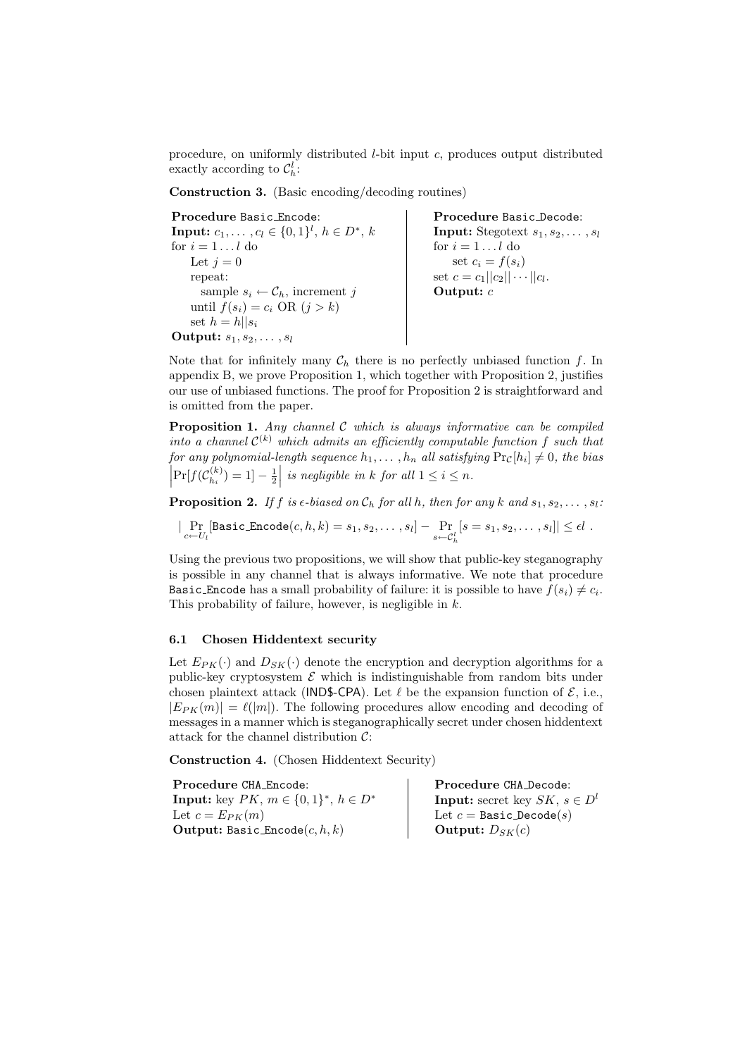procedure, on uniformly distributed $l$-bit input $c$, produces output distributed exactly according to $\mathcal{C}_h^l$:

**Construction 3.** (Basic encoding/decoding routines)

```
Procedure Basic_Encode:
Input: c_1, ..., c_l ∈ {0,1}^l, h ∈ D*, k
for i = 1...l do
    Let j = 0
    repeat:
      sample s_i ← C_h, increment j
    until f(s_i) = c_i OR (j > k)
    set h = h||s_i
Output: s_1, s_2, ..., s_l
```

```
Procedure Basic_Decode:
Input: Stegotext s_1, s_2, ..., s_l
for i = 1...l do
    set c_i = f(s_i)
set c = c_1||c_2||···||c_l.
Output: c
```

Note that for infinitely many $\mathcal{C}_h$ there is no perfectly unbiased function $f$. In appendix B, we prove Proposition 1, which together with Proposition 2, justifies our use of unbiased functions. The proof for Proposition 2 is straightforward and is omitted from the paper.

**Proposition 1.** *Any channel $\mathcal{C}$ which is always informative can be compiled into a channel $\mathcal{C}^{(k)}$ which admits an efficiently computable function $f$ such that for any polynomial-length sequence $h_1, \ldots, h_n$ all satisfying $\Pr_{\mathcal{C}}[h_i] \neq 0$, the bias $\left|\Pr[f(\mathcal{C}_{h_i}^{(k)}) = 1] - \frac{1}{2}\right|$ is negligible in $k$ for all $1 \leq i \leq n$.*

**Proposition 2.** *If $f$ is $\epsilon$-biased on $\mathcal{C}_h$ for all $h$, then for any $k$ and $s_1, s_2, \ldots, s_l$:*

$$\left| \Pr_{c \leftarrow U_l}[\texttt{Basic\_Encode}(c, h, k) = s_1, s_2, \ldots, s_l] - \Pr_{s \leftarrow \mathcal{C}_h^l}[s = s_1, s_2, \ldots, s_l] \right| \leq \epsilon l \ .$$

Using the previous two propositions, we will show that public-key steganography is possible in any channel that is always informative. We note that procedure Basic_Encode has a small probability of failure: it is possible to have $f(s_i) \neq c_i$. This probability of failure, however, is negligible in $k$.

### 6.1 Chosen Hiddentext security

Let $E_{PK}(\cdot)$ and $D_{SK}(\cdot)$ denote the encryption and decryption algorithms for a public-key cryptosystem $\mathcal{E}$ which is indistinguishable from random bits under chosen plaintext attack (IND\$-CPA). Let $\ell$ be the expansion function of $\mathcal{E}$, i.e., $|E_{PK}(m)| = \ell(|m|)$. The following procedures allow encoding and decoding of messages in a manner which is steganographically secret under chosen hiddentext attack for the channel distribution $\mathcal{C}$:

**Construction 4.** (Chosen Hiddentext Security)

```
Procedure CHA_Encode:
Input: key PK, m ∈ {0,1}*, h ∈ D*
Let c = E_PK(m)
Output: Basic_Encode(c, h, k)
```

```
Procedure CHA_Decode:
Input: secret key SK, s ∈ D^l
Let c = Basic_Decode(s)
Output: D_SK(c)
```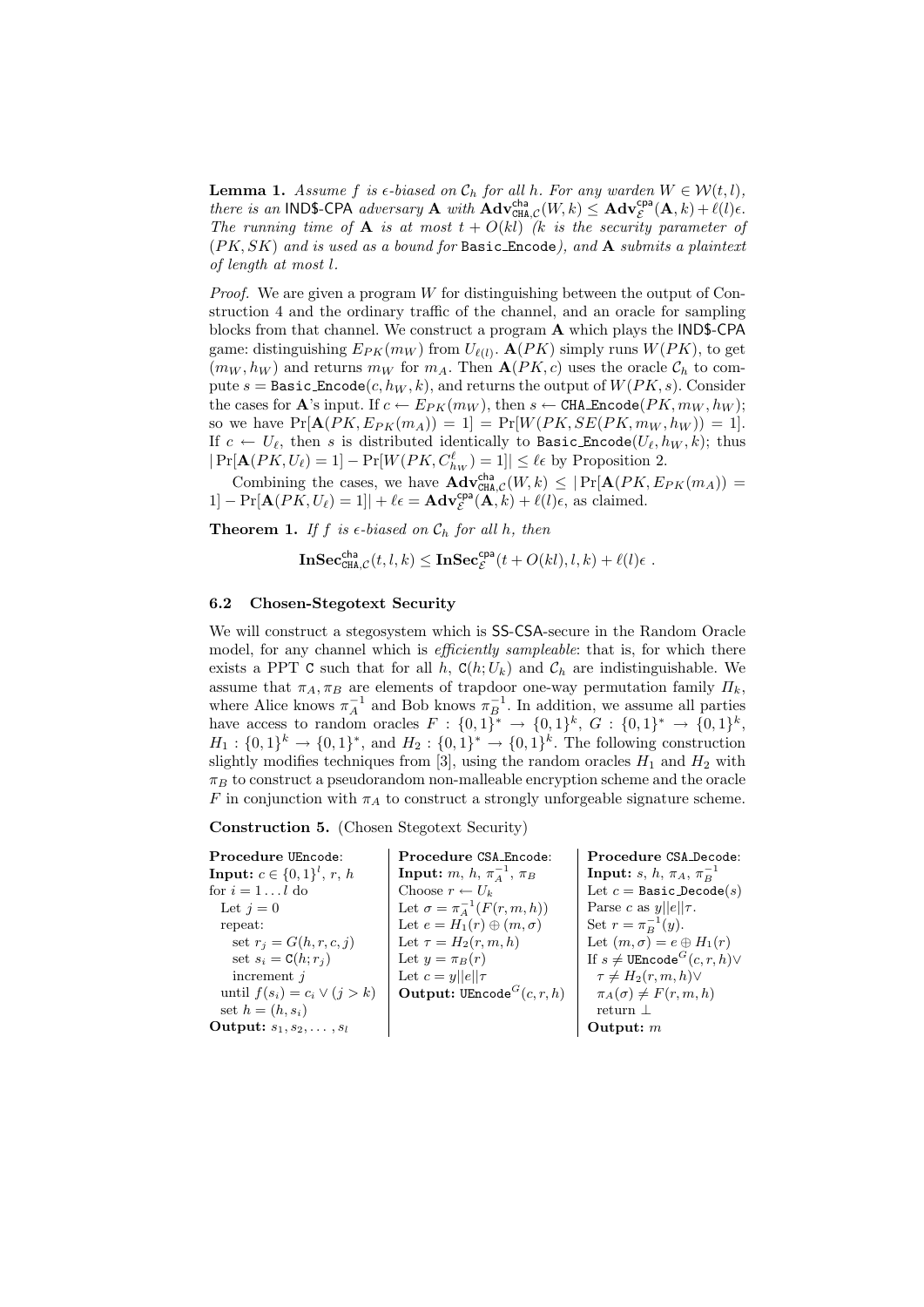**Lemma 1.** *Assume $f$ is $\epsilon$-biased on $\mathcal{C}_h$ for all $h$. For any warden $W \in \mathcal{W}(t, l)$, there is an* IND\$-CPA *adversary* $\mathbf{A}$ *with* $\mathbf{Adv}^{\mathsf{cha}}_{\mathtt{CHA},\mathcal{C}}(W, k) \leq \mathbf{Adv}^{\mathsf{cpa}}_{\mathcal{E}}(\mathbf{A}, k) + \ell(l)\epsilon$. *The running time of* $\mathbf{A}$ *is at most $t + O(kl)$ ($k$ is the security parameter of $(PK, SK)$ and is used as a bound for* `Basic_Encode`*), and* $\mathbf{A}$ *submits a plaintext of length at most $l$.*

*Proof.* We are given a program $W$ for distinguishing between the output of Construction 4 and the ordinary traffic of the channel, and an oracle for sampling blocks from that channel. We construct a program $\mathbf{A}$ which plays the IND\$-CPA game: distinguishing $E_{PK}(m_W)$ from $U_{\ell(l)}$. $\mathbf{A}(PK)$ simply runs $W(PK)$, to get $(m_W, h_W)$ and returns $m_W$ for $m_A$. Then $\mathbf{A}(PK, c)$ uses the oracle $\mathcal{C}_h$ to compute $s = \mathtt{Basic\_Encode}(c, h_W, k)$, and returns the output of $W(PK, s)$. Consider the cases for $\mathbf{A}$'s input. If $c \leftarrow E_{PK}(m_W)$, then $s \leftarrow \mathtt{CHA\_Encode}(PK, m_W, h_W)$; so we have $\Pr[\mathbf{A}(PK, E_{PK}(m_A)) = 1] = \Pr[W(PK, SE(PK, m_W, h_W)) = 1]$. If $c \leftarrow U_\ell$, then $s$ is distributed identically to $\mathtt{Basic\_Encode}(U_\ell, h_W, k)$; thus $|\Pr[\mathbf{A}(PK, U_\ell) = 1] - \Pr[W(PK, C^\ell_{h_W}) = 1]| \leq \ell\epsilon$ by Proposition 2.

Combining the cases, we have $\mathbf{Adv}^{\mathsf{cha}}_{\mathtt{CHA},\mathcal{C}}(W, k) \leq |\Pr[\mathbf{A}(PK, E_{PK}(m_A)) = 1] - \Pr[\mathbf{A}(PK, U_\ell) = 1]| + \ell\epsilon = \mathbf{Adv}^{\mathsf{cpa}}_{\mathcal{E}}(\mathbf{A}, k) + \ell(l)\epsilon$, as claimed.

**Theorem 1.** *If $f$ is $\epsilon$-biased on $\mathcal{C}_h$ for all $h$, then*

$$\mathbf{InSec}^{\mathsf{cha}}_{\mathtt{CHA},\mathcal{C}}(t, l, k) \leq \mathbf{InSec}^{\mathsf{cpa}}_{\mathcal{E}}(t + O(kl), l, k) + \ell(l)\epsilon \ .$$

### 6.2 Chosen-Stegotext Security

We will construct a stegosystem which is SS-CSA-secure in the Random Oracle model, for any channel which is *efficiently sampleable*: that is, for which there exists a PPT $\mathtt{C}$ such that for all $h$, $\mathtt{C}(h; U_k)$ and $\mathcal{C}_h$ are indistinguishable. We assume that $\pi_A, \pi_B$ are elements of trapdoor one-way permutation family $\Pi_k$, where Alice knows $\pi_A^{-1}$ and Bob knows $\pi_B^{-1}$. In addition, we assume all parties have access to random oracles $F : \{0,1\}^* \to \{0,1\}^k$, $G : \{0,1\}^* \to \{0,1\}^k$, $H_1 : \{0,1\}^k \to \{0,1\}^*$, and $H_2 : \{0,1\}^* \to \{0,1\}^k$. The following construction slightly modifies techniques from [3], using the random oracles $H_1$ and $H_2$ with $\pi_B$ to construct a pseudorandom non-malleable encryption scheme and the oracle $F$ in conjunction with $\pi_A$ to construct a strongly unforgeable signature scheme.

**Construction 5.** (Chosen Stegotext Security)

| **Procedure** `UEncode`: | **Procedure** `CSA_Encode`: | **Procedure** `CSA_Decode`: |
|---|---|---|
| **Input:** $c \in \{0,1\}^l$, $r$, $h$ | **Input:** $m$, $h$, $\pi_A^{-1}$, $\pi_B$ | **Input:** $s$, $h$, $\pi_A$, $\pi_B^{-1}$ |
| for $i = 1 \ldots l$ do | Choose $r \leftarrow U_k$ | Let $c = \mathtt{Basic\_Decode}(s)$ |
| Let $j = 0$ | Let $\sigma = \pi_A^{-1}(F(r, m, h))$ | Parse $c$ as $y \| e \| \tau$. |
| repeat: | Let $e = H_1(r) \oplus (m, \sigma)$ | Set $r = \pi_B^{-1}(y)$. |
| set $r_j = G(h, r, c, j)$ | Let $\tau = H_2(r, m, h)$ | Let $(m, \sigma) = e \oplus H_1(r)$ |
| set $s_i = \mathtt{C}(h; r_j)$ | Let $y = \pi_B(r)$ | If $s \neq \mathtt{UEncode}^G(c, r, h) \vee$ |
| increment $j$ | Let $c = y \| e \| \tau$ | $\tau \neq H_2(r, m, h) \vee$ |
| until $f(s_i) = c_i \vee (j > k)$ | **Output:** $\mathtt{UEncode}^G(c, r, h)$ | $\pi_A(\sigma) \neq F(r, m, h)$ |
| set $h = (h, s_i)$ | | return $\perp$ |
| **Output:** $s_1, s_2, \ldots, s_l$ | | **Output:** $m$ |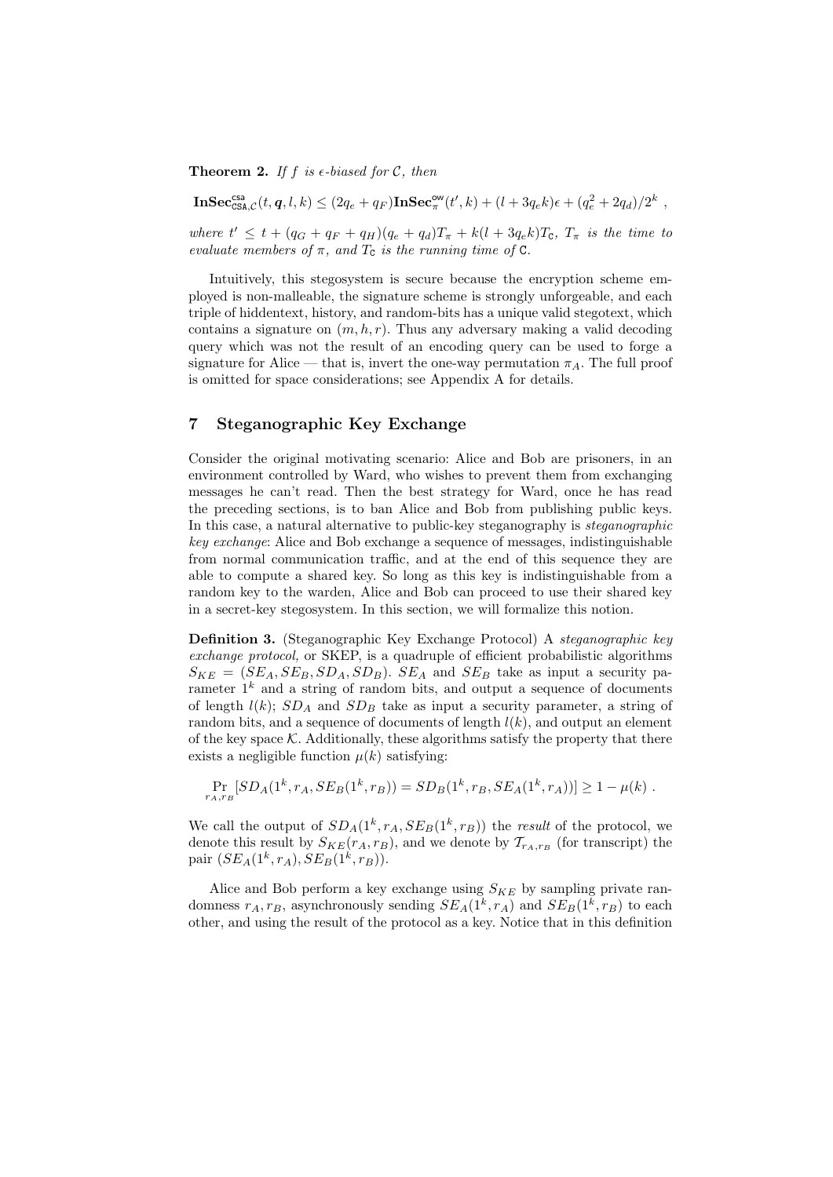**Theorem 2.** *If $f$ is $\epsilon$-biased for $\mathcal{C}$, then*

$$\mathbf{InSec}^{\mathsf{csa}}_{\mathsf{CSA},\mathcal{C}}(t, \boldsymbol{q}, l, k) \leq (2q_e + q_F)\mathbf{InSec}^{\mathsf{ow}}_{\pi}(t', k) + (l + 3q_e k)\epsilon + (q_e^2 + 2q_d)/2^k \ ,$$

*where $t' \leq t + (q_G + q_F + q_H)(q_e + q_d)T_\pi + k(l + 3q_e k)T_{\mathtt{C}}$, $T_\pi$ is the time to evaluate members of $\pi$, and $T_{\mathtt{C}}$ is the running time of $\mathtt{C}$.*

Intuitively, this stegosystem is secure because the encryption scheme employed is non-malleable, the signature scheme is strongly unforgeable, and each triple of hiddentext, history, and random-bits has a unique valid stegotext, which contains a signature on $(m, h, r)$. Thus any adversary making a valid decoding query which was not the result of an encoding query can be used to forge a signature for Alice — that is, invert the one-way permutation $\pi_A$. The full proof is omitted for space considerations; see Appendix A for details.

## 7 Steganographic Key Exchange

Consider the original motivating scenario: Alice and Bob are prisoners, in an environment controlled by Ward, who wishes to prevent them from exchanging messages he can't read. Then the best strategy for Ward, once he has read the preceding sections, is to ban Alice and Bob from publishing public keys. In this case, a natural alternative to public-key steganography is *steganographic key exchange*: Alice and Bob exchange a sequence of messages, indistinguishable from normal communication traffic, and at the end of this sequence they are able to compute a shared key. So long as this key is indistinguishable from a random key to the warden, Alice and Bob can proceed to use their shared key in a secret-key stegosystem. In this section, we will formalize this notion.

**Definition 3.** (Steganographic Key Exchange Protocol) A *steganographic key exchange protocol,* or SKEP, is a quadruple of efficient probabilistic algorithms $S_{KE} = (SE_A, SE_B, SD_A, SD_B)$. $SE_A$ and $SE_B$ take as input a security parameter $1^k$ and a string of random bits, and output a sequence of documents of length $l(k)$; $SD_A$ and $SD_B$ take as input a security parameter, a string of random bits, and a sequence of documents of length $l(k)$, and output an element of the key space $\mathcal{K}$. Additionally, these algorithms satisfy the property that there exists a negligible function $\mu(k)$ satisfying:

$$\Pr_{r_A, r_B}[SD_A(1^k, r_A, SE_B(1^k, r_B)) = SD_B(1^k, r_B, SE_A(1^k, r_A))] \geq 1 - \mu(k) \ .$$

We call the output of $SD_A(1^k, r_A, SE_B(1^k, r_B))$ the *result* of the protocol, we denote this result by $S_{KE}(r_A, r_B)$, and we denote by $\mathcal{T}_{r_A, r_B}$ (for transcript) the pair $(SE_A(1^k, r_A), SE_B(1^k, r_B))$.

Alice and Bob perform a key exchange using $S_{KE}$ by sampling private randomness $r_A, r_B$, asynchronously sending $SE_A(1^k, r_A)$ and $SE_B(1^k, r_B)$ to each other, and using the result of the protocol as a key. Notice that in this definition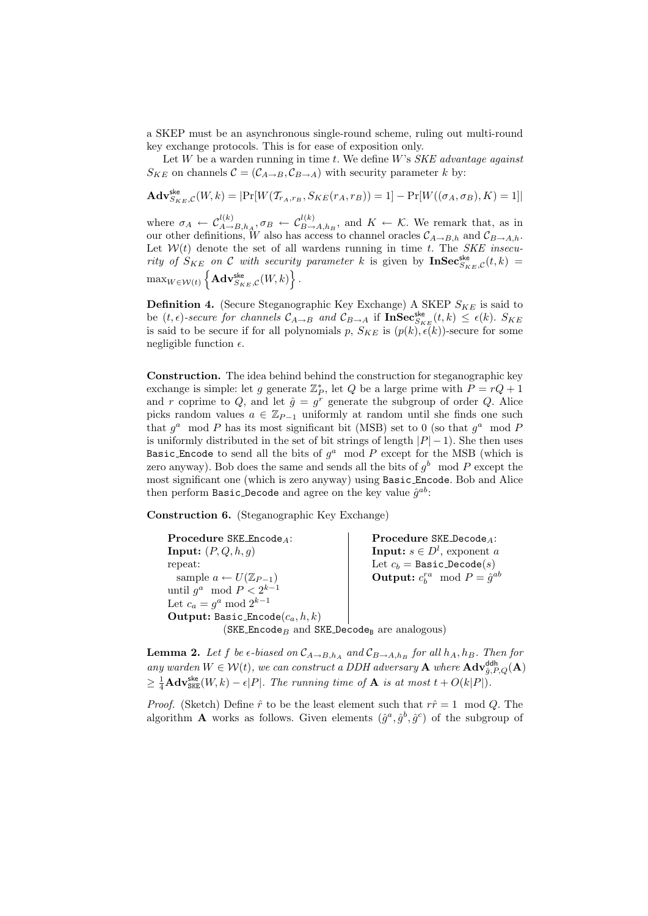a SKEP must be an asynchronous single-round scheme, ruling out multi-round key exchange protocols. This is for ease of exposition only.

Let $W$ be a warden running in time $t$. We define $W$'s *SKE advantage against* $S_{KE}$ on channels $\mathcal{C} = (\mathcal{C}_{A\to B}, \mathcal{C}_{B\to A})$ with security parameter $k$ by:

$$\mathbf{Adv}^{\mathsf{ske}}_{S_{KE},\mathcal{C}}(W,k) = |\Pr[W(\mathcal{T}_{r_A,r_B}, S_{KE}(r_A,r_B)) = 1] - \Pr[W((\sigma_A,\sigma_B),K) = 1]|$$

where $\sigma_A \leftarrow \mathcal{C}^{l(k)}_{A\to B,h_A}, \sigma_B \leftarrow \mathcal{C}^{l(k)}_{B\to A,h_B}$, and $K \leftarrow \mathcal{K}$. We remark that, as in our other definitions, $W$ also has access to channel oracles $\mathcal{C}_{A\to B,h}$ and $\mathcal{C}_{B\to A,h}$. Let $\mathcal{W}(t)$ denote the set of all wardens running in time $t$. The *SKE insecurity of* $S_{KE}$ *on* $\mathcal{C}$ *with security parameter* $k$ is given by $\mathbf{InSec}^{\mathsf{ske}}_{S_{KE},\mathcal{C}}(t,k) = \max_{W\in\mathcal{W}(t)}\left\{\mathbf{Adv}^{\mathsf{ske}}_{S_{KE},\mathcal{C}}(W,k)\right\}$.

**Definition 4.** (Secure Steganographic Key Exchange) A SKEP $S_{KE}$ is said to be *$(t,\epsilon)$-secure for channels $\mathcal{C}_{A\to B}$ and $\mathcal{C}_{B\to A}$* if $\mathbf{InSec}^{\mathsf{ske}}_{S_{KE}}(t,k) \leq \epsilon(k)$. $S_{KE}$ is said to be secure if for all polynomials $p$, $S_{KE}$ is $(p(k),\epsilon(k))$-secure for some negligible function $\epsilon$.

**Construction.** The idea behind behind the construction for steganographic key exchange is simple: let $g$ generate $\mathbb{Z}^*_P$, let $Q$ be a large prime with $P = rQ+1$ and $r$ coprime to $Q$, and let $\hat{g} = g^r$ generate the subgroup of order $Q$. Alice picks random values $a \in \mathbb{Z}_{P-1}$ uniformly at random until she finds one such that $g^a \mod P$ has its most significant bit (MSB) set to 0 (so that $g^a \mod P$ is uniformly distributed in the set of bit strings of length $|P|-1$). She then uses `Basic_Encode` to send all the bits of $g^a \mod P$ except for the MSB (which is zero anyway). Bob does the same and sends all the bits of $g^b \mod P$ except the most significant one (which is zero anyway) using `Basic_Encode`. Bob and Alice then perform `Basic_Decode` and agree on the key value $\hat{g}^{ab}$:

**Construction 6.** (Steganographic Key Exchange)

**Procedure** `SKE_Encode`$_A$:
**Input:** $(P,Q,h,g)$
repeat:
  sample $a \leftarrow U(\mathbb{Z}_{P-1})$
until $g^a \mod P < 2^{k-1}$
Let $c_a = g^a \bmod 2^{k-1}$
**Output:** `Basic_Encode`$(c_a,h,k)$

**Procedure** `SKE_Decode`$_A$:
**Input:** $s \in D^l$, exponent $a$
Let $c_b = $ `Basic_Decode`$(s)$
**Output:** $c_b^{ra} \mod P = \hat{g}^{ab}$

(`SKE_Encode`$_B$ and `SKE_Decode`$_B$ are analogous)

**Lemma 2.** *Let $f$ be $\epsilon$-biased on $\mathcal{C}_{A\to B,h_A}$ and $\mathcal{C}_{B\to A,h_B}$ for all $h_A, h_B$. Then for any warden $W \in \mathcal{W}(t)$, we can construct a DDH adversary $\mathbf{A}$ where $\mathbf{Adv}^{\mathsf{ddh}}_{\hat{g},P,Q}(\mathbf{A}) \geq \frac{1}{4}\mathbf{Adv}^{\mathsf{ske}}_{\mathsf{SKE}}(W,k) - \epsilon|P|$. The running time of $\mathbf{A}$ is at most $t + O(k|P|)$.*

*Proof.* (Sketch) Define $\hat{r}$ to be the least element such that $r\hat{r} = 1 \mod Q$. The algorithm $\mathbf{A}$ works as follows. Given elements $(\hat{g}^a, \hat{g}^b, \hat{g}^c)$ of the subgroup of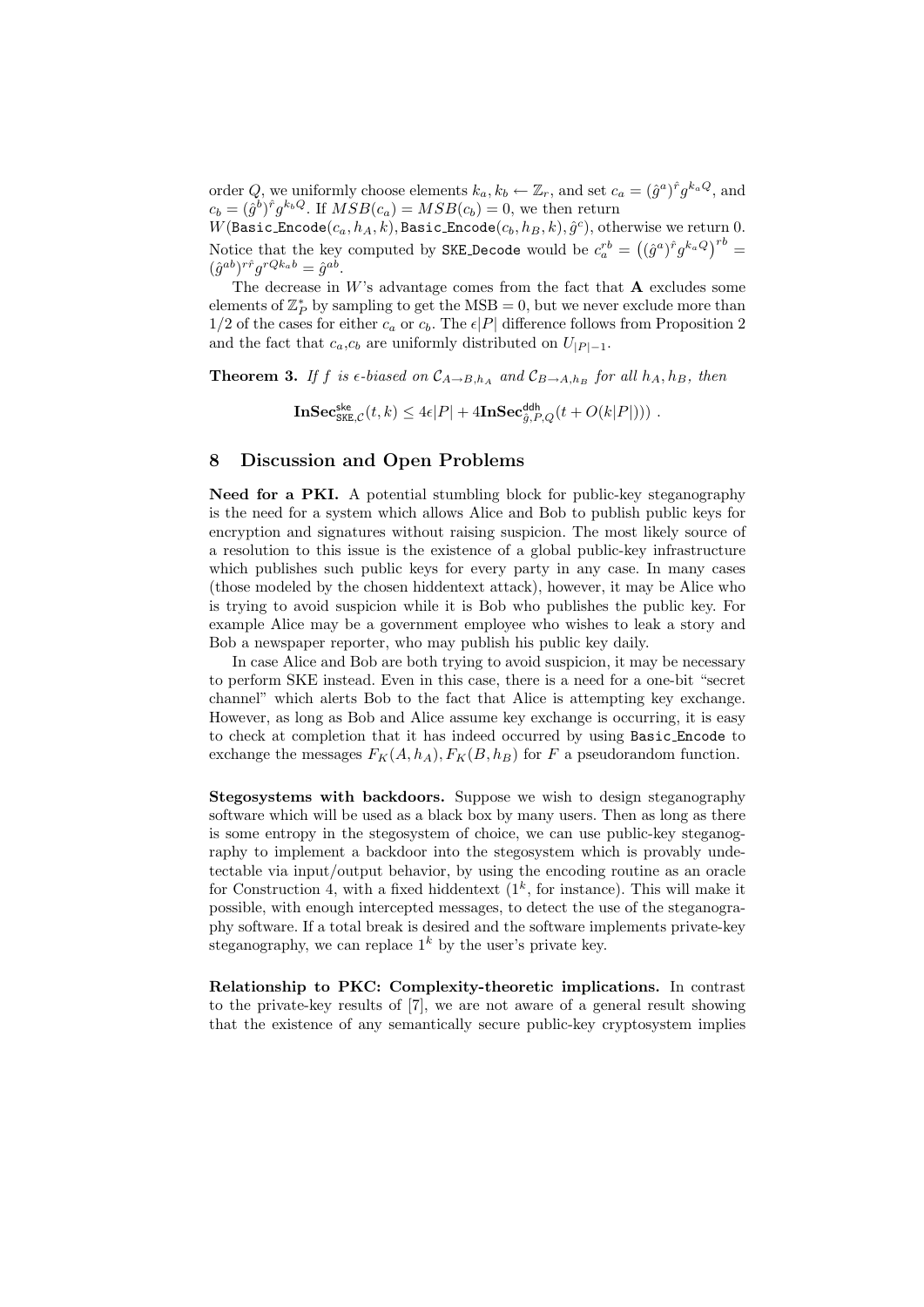order $Q$, we uniformly choose elements $k_a, k_b \leftarrow \mathbb{Z}_r$, and set $c_a = (\hat{g}^a)^{\hat{r}} g^{k_a Q}$, and $c_b = (\hat{g}^b)^{\hat{r}} g^{k_b Q}$. If $MSB(c_a) = MSB(c_b) = 0$, we then return $W(\texttt{Basic\_Encode}(c_a, h_A, k), \texttt{Basic\_Encode}(c_b, h_B, k), \hat{g}^c)$, otherwise we return 0. Notice that the key computed by SKE_Decode would be $c_a^{rb} = \left((\hat{g}^a)^{\hat{r}} g^{k_a Q}\right)^{rb} = (\hat{g}^{ab})^{r\hat{r}} g^{rQk_a b} = \hat{g}^{ab}$.

The decrease in $W$'s advantage comes from the fact that **A** excludes some elements of $\mathbb{Z}_P^*$ by sampling to get the MSB $= 0$, but we never exclude more than $1/2$ of the cases for either $c_a$ or $c_b$. The $\epsilon|P|$ difference follows from Proposition 2 and the fact that $c_a$,$c_b$ are uniformly distributed on $U_{|P|-1}$.

**Theorem 3.** *If $f$ is $\epsilon$-biased on $\mathcal{C}_{A \to B, h_A}$ and $\mathcal{C}_{B \to A, h_B}$ for all $h_A, h_B$, then*

$$\mathbf{InSec}^{\mathsf{ske}}_{\mathsf{SKE},\mathcal{C}}(t,k) \leq 4\epsilon|P| + 4\mathbf{InSec}^{\mathsf{ddh}}_{\hat{g},P,Q}(t + O(k|P|)) \ .$$

## 8 Discussion and Open Problems

**Need for a PKI.** A potential stumbling block for public-key steganography is the need for a system which allows Alice and Bob to publish public keys for encryption and signatures without raising suspicion. The most likely source of a resolution to this issue is the existence of a global public-key infrastructure which publishes such public keys for every party in any case. In many cases (those modeled by the chosen hiddentext attack), however, it may be Alice who is trying to avoid suspicion while it is Bob who publishes the public key. For example Alice may be a government employee who wishes to leak a story and Bob a newspaper reporter, who may publish his public key daily.

In case Alice and Bob are both trying to avoid suspicion, it may be necessary to perform SKE instead. Even in this case, there is a need for a one-bit "secret channel" which alerts Bob to the fact that Alice is attempting key exchange. However, as long as Bob and Alice assume key exchange is occurring, it is easy to check at completion that it has indeed occurred by using Basic_Encode to exchange the messages $F_K(A, h_A), F_K(B, h_B)$ for $F$ a pseudorandom function.

**Stegosystems with backdoors.** Suppose we wish to design steganography software which will be used as a black box by many users. Then as long as there is some entropy in the stegosystem of choice, we can use public-key steganography to implement a backdoor into the stegosystem which is provably undetectable via input/output behavior, by using the encoding routine as an oracle for Construction 4, with a fixed hiddentext ($1^k$, for instance). This will make it possible, with enough intercepted messages, to detect the use of the steganography software. If a total break is desired and the software implements private-key steganography, we can replace $1^k$ by the user's private key.

**Relationship to PKC: Complexity-theoretic implications.** In contrast to the private-key results of [7], we are not aware of a general result showing that the existence of any semantically secure public-key cryptosystem implies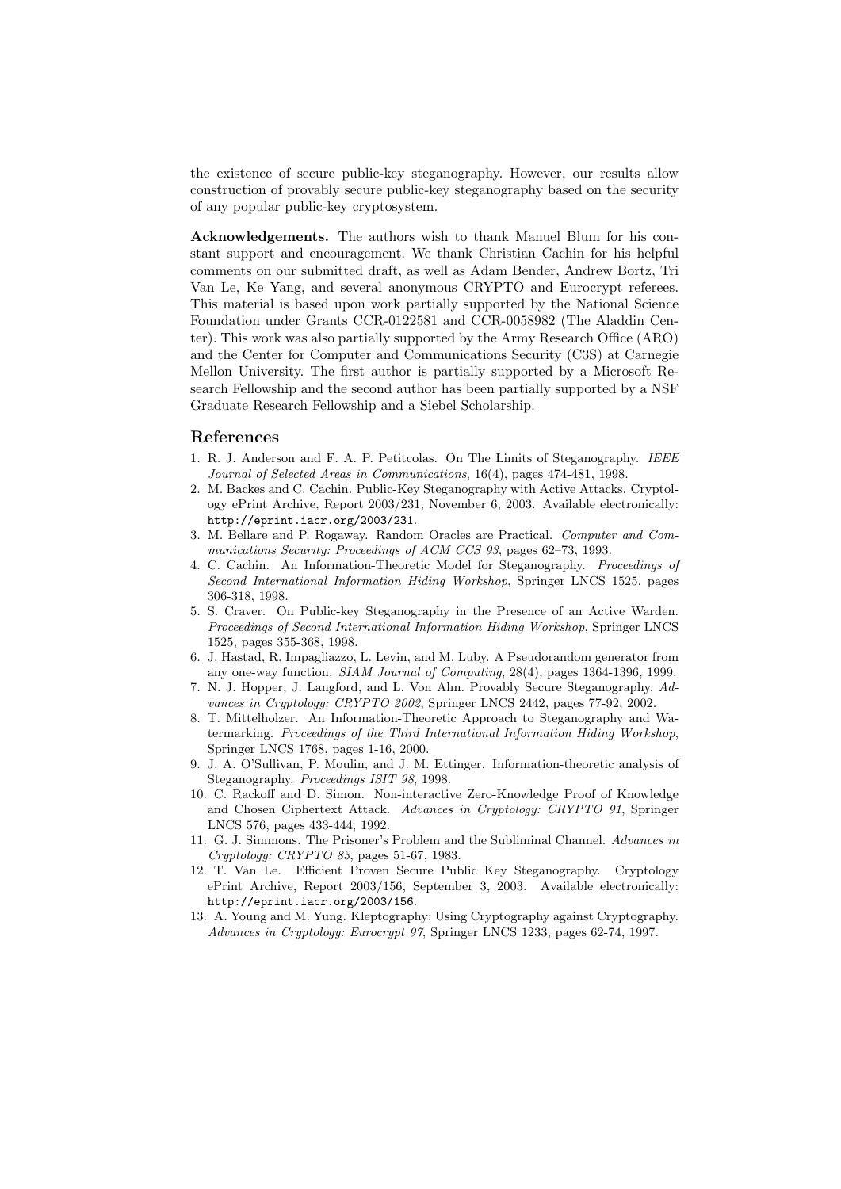the existence of secure public-key steganography. However, our results allow construction of provably secure public-key steganography based on the security of any popular public-key cryptosystem.

**Acknowledgements.** The authors wish to thank Manuel Blum for his constant support and encouragement. We thank Christian Cachin for his helpful comments on our submitted draft, as well as Adam Bender, Andrew Bortz, Tri Van Le, Ke Yang, and several anonymous CRYPTO and Eurocrypt referees. This material is based upon work partially supported by the National Science Foundation under Grants CCR-0122581 and CCR-0058982 (The Aladdin Center). This work was also partially supported by the Army Research Office (ARO) and the Center for Computer and Communications Security (C3S) at Carnegie Mellon University. The first author is partially supported by a Microsoft Research Fellowship and the second author has been partially supported by a NSF Graduate Research Fellowship and a Siebel Scholarship.

## References

1. R. J. Anderson and F. A. P. Petitcolas. On The Limits of Steganography. *IEEE Journal of Selected Areas in Communications*, 16(4), pages 474-481, 1998.
2. M. Backes and C. Cachin. Public-Key Steganography with Active Attacks. Cryptology ePrint Archive, Report 2003/231, November 6, 2003. Available electronically: http://eprint.iacr.org/2003/231.
3. M. Bellare and P. Rogaway. Random Oracles are Practical. *Computer and Communications Security: Proceedings of ACM CCS 93*, pages 62–73, 1993.
4. C. Cachin. An Information-Theoretic Model for Steganography. *Proceedings of Second International Information Hiding Workshop*, Springer LNCS 1525, pages 306-318, 1998.
5. S. Craver. On Public-key Steganography in the Presence of an Active Warden. *Proceedings of Second International Information Hiding Workshop*, Springer LNCS 1525, pages 355-368, 1998.
6. J. Hastad, R. Impagliazzo, L. Levin, and M. Luby. A Pseudorandom generator from any one-way function. *SIAM Journal of Computing*, 28(4), pages 1364-1396, 1999.
7. N. J. Hopper, J. Langford, and L. Von Ahn. Provably Secure Steganography. *Advances in Cryptology: CRYPTO 2002*, Springer LNCS 2442, pages 77-92, 2002.
8. T. Mittelholzer. An Information-Theoretic Approach to Steganography and Watermarking. *Proceedings of the Third International Information Hiding Workshop*, Springer LNCS 1768, pages 1-16, 2000.
9. J. A. O'Sullivan, P. Moulin, and J. M. Ettinger. Information-theoretic analysis of Steganography. *Proceedings ISIT 98*, 1998.
10. C. Rackoff and D. Simon. Non-interactive Zero-Knowledge Proof of Knowledge and Chosen Ciphertext Attack. *Advances in Cryptology: CRYPTO 91*, Springer LNCS 576, pages 433-444, 1992.
11. G. J. Simmons. The Prisoner's Problem and the Subliminal Channel. *Advances in Cryptology: CRYPTO 83*, pages 51-67, 1983.
12. T. Van Le. Efficient Proven Secure Public Key Steganography. Cryptology ePrint Archive, Report 2003/156, September 3, 2003. Available electronically: http://eprint.iacr.org/2003/156.
13. A. Young and M. Yung. Kleptography: Using Cryptography against Cryptography. *Advances in Cryptology: Eurocrypt 97*, Springer LNCS 1233, pages 62-74, 1997.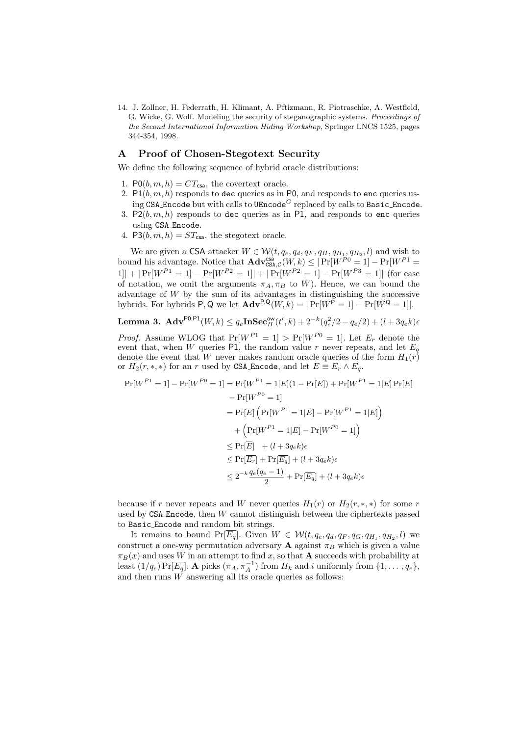14. J. Zollner, H. Federrath, H. Klimant, A. Pftizmann, R. Piotraschke, A. Westfield, G. Wicke, G. Wolf. Modeling the security of steganographic systems. *Proceedings of the Second International Information Hiding Workshop*, Springer LNCS 1525, pages 344-354, 1998.

## A Proof of Chosen-Stegotext Security

We define the following sequence of hybrid oracle distributions:

1. $\mathsf{P0}(b, m, h) = CT_{\mathsf{csa}}$, the covertext oracle.
2. $\mathsf{P1}(b, m, h)$ responds to `dec` queries as in $\mathsf{P0}$, and responds to `enc` queries using `CSA_Encode` but with calls to $\mathtt{UEncode}^G$ replaced by calls to `Basic_Encode`.
3. $\mathsf{P2}(b, m, h)$ responds to `dec` queries as in $\mathsf{P1}$, and responds to `enc` queries using `CSA_Encode`.
4. $\mathsf{P3}(b, m, h) = ST_{\mathsf{csa}}$, the stegotext oracle.

We are given a $\mathsf{CSA}$ attacker $W \in \mathcal{W}(t, q_e, q_d, q_F, q_H, q_{H_1}, q_{H_2}, l)$ and wish to bound his advantage. Notice that $\mathbf{Adv}^{\mathsf{csa}}_{\mathsf{CSA},\mathcal{C}}(W, k) \leq |\Pr[W^{P0} = 1] - \Pr[W^{P1} = 1]| + |\Pr[W^{P1} = 1] - \Pr[W^{P2} = 1]| + |\Pr[W^{P2} = 1] - \Pr[W^{P3} = 1]|$ (for ease of notation, we omit the arguments $\pi_A, \pi_B$ to $W$). Hence, we can bound the advantage of $W$ by the sum of its advantages in distinguishing the successive hybrids. For hybrids $\mathsf{P}, \mathsf{Q}$ we let $\mathbf{Adv}^{\mathsf{P},\mathsf{Q}}(W, k) = |\Pr[W^{\mathsf{P}} = 1] - \Pr[W^{\mathsf{Q}} = 1]|$.

**Lemma 3.** $\mathbf{Adv}^{\mathsf{P0},\mathsf{P1}}(W, k) \leq q_e \mathbf{InSec}^{\mathsf{ow}}_{\Pi}(t', k) + 2^{-k}(q_e^2/2 - q_e/2) + (l + 3q_e k)\epsilon$

*Proof.* Assume WLOG that $\Pr[W^{P1} = 1] > \Pr[W^{P0} = 1]$. Let $E_r$ denote the event that, when $W$ queries $\mathsf{P1}$, the random value $r$ never repeats, and let $E_q$ denote the event that $W$ never makes random oracle queries of the form $H_1(r)$ or $H_2(r, *, *)$ for an $r$ used by `CSA_Encode`, and let $E \equiv E_r \wedge E_q$.

$$
\begin{aligned}
\Pr[W^{P1} = 1] - \Pr[W^{P0} = 1] &= \Pr[W^{P1} = 1 | E](1 - \Pr[\overline{E}]) + \Pr[W^{P1} = 1 | \overline{E}] \Pr[\overline{E}] \\
&\quad - \Pr[W^{P0} = 1] \\
&= \Pr[\overline{E}] \left( \Pr[W^{P1} = 1 | \overline{E}] - \Pr[W^{P1} = 1 | E] \right) \\
&\quad + \left( \Pr[W^{P1} = 1 | E] - \Pr[W^{P0} = 1] \right) \\
&\leq \Pr[\overline{E}] \quad + (l + 3q_e k)\epsilon \\
&\leq \Pr[\overline{E_r}] + \Pr[\overline{E_q}] + (l + 3q_e k)\epsilon \\
&\leq 2^{-k} \frac{q_e(q_e - 1)}{2} + \Pr[\overline{E_q}] + (l + 3q_e k)\epsilon
\end{aligned}
$$

because if $r$ never repeats and $W$ never queries $H_1(r)$ or $H_2(r, *, *)$ for some $r$ used by `CSA_Encode`, then $W$ cannot distinguish between the ciphertexts passed to `Basic_Encode` and random bit strings.

It remains to bound $\Pr[\overline{E_q}]$. Given $W \in \mathcal{W}(t, q_e, q_d, q_F, q_G, q_{H_1}, q_{H_2}, l)$ we construct a one-way permutation adversary $\mathbf{A}$ against $\pi_B$ which is given a value $\pi_B(x)$ and uses $W$ in an attempt to find $x$, so that $\mathbf{A}$ succeeds with probability at least $(1/q_e) \Pr[\overline{E_q}]$. $\mathbf{A}$ picks $(\pi_A, \pi_A^{-1})$ from $\Pi_k$ and $i$ uniformly from $\{1, \ldots, q_e\}$, and then runs $W$ answering all its oracle queries as follows: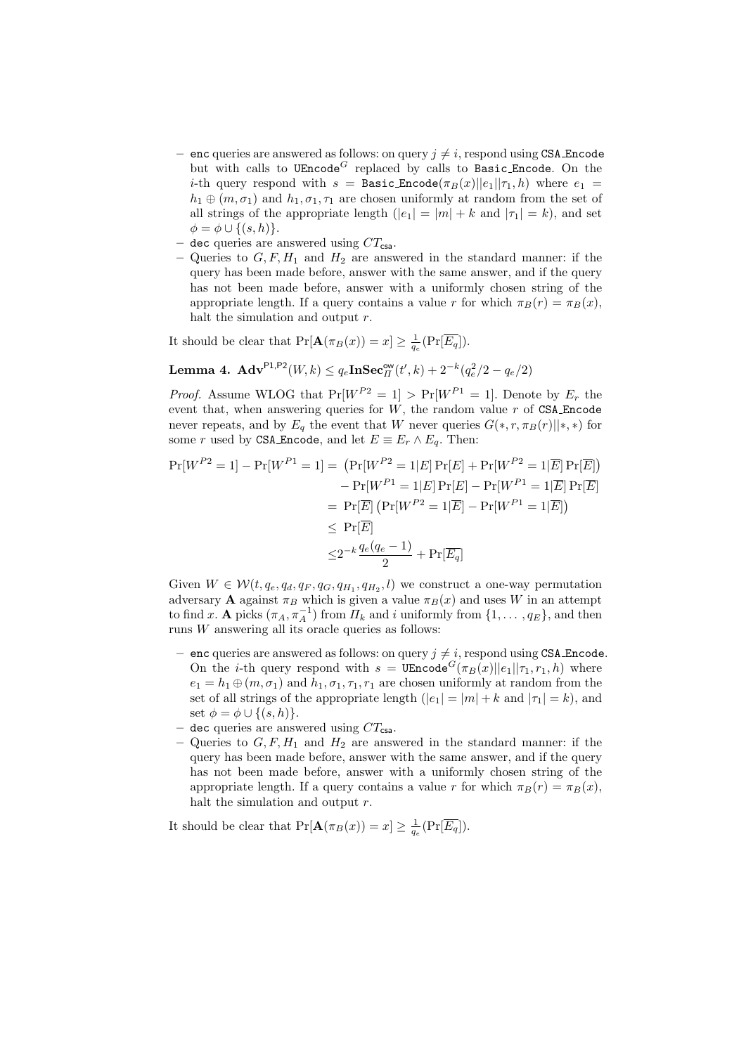– `enc` queries are answered as follows: on query $j \neq i$, respond using `CSA_Encode` but with calls to $\texttt{UEncode}^G$ replaced by calls to `Basic_Encode`. On the $i$-th query respond with $s = \texttt{Basic\_Encode}(\pi_B(x)||e_1||\tau_1, h)$ where $e_1 = h_1 \oplus (m, \sigma_1)$ and $h_1, \sigma_1, \tau_1$ are chosen uniformly at random from the set of all strings of the appropriate length ($|e_1| = |m| + k$ and $|\tau_1| = k$), and set $\phi = \phi \cup \{(s, h)\}$.

– `dec` queries are answered using $CT_{\mathsf{csa}}$.

– Queries to $G, F, H_1$ and $H_2$ are answered in the standard manner: if the query has been made before, answer with the same answer, and if the query has not been made before, answer with a uniformly chosen string of the appropriate length. If a query contains a value $r$ for which $\pi_B(r) = \pi_B(x)$, halt the simulation and output $r$.

It should be clear that $\Pr[\mathbf{A}(\pi_B(x)) = x] \geq \frac{1}{q_e}(\Pr[\overline{E_q}])$.

**Lemma 4.** $\mathbf{Adv}^{\mathsf{P1,P2}}(W, k) \leq q_e \mathbf{InSec}^{\mathsf{ow}}_{\Pi}(t', k) + 2^{-k}(q_e^2/2 - q_e/2)$

*Proof.* Assume WLOG that $\Pr[W^{P2} = 1] > \Pr[W^{P1} = 1]$. Denote by $E_r$ the event that, when answering queries for $W$, the random value $r$ of `CSA_Encode` never repeats, and by $E_q$ the event that $W$ never queries $G(*, r, \pi_B(r)||*, *)$ for some $r$ used by `CSA_Encode`, and let $E \equiv E_r \wedge E_q$. Then:

$$
\begin{aligned}
\Pr[W^{P2} = 1] - \Pr[W^{P1} = 1] &= \left(\Pr[W^{P2} = 1|E]\Pr[E] + \Pr[W^{P2} = 1|\overline{E}]\Pr[\overline{E}]\right) \\
&\quad - \Pr[W^{P1} = 1|E]\Pr[E] - \Pr[W^{P1} = 1|\overline{E}]\Pr[\overline{E}] \\
&= \Pr[\overline{E}]\left(\Pr[W^{P2} = 1|\overline{E}] - \Pr[W^{P1} = 1|\overline{E}]\right) \\
&\leq \Pr[\overline{E}] \\
&\leq 2^{-k}\frac{q_e(q_e - 1)}{2} + \Pr[\overline{E_q}]
\end{aligned}
$$

Given $W \in \mathcal{W}(t, q_e, q_d, q_F, q_G, q_{H_1}, q_{H_2}, l)$ we construct a one-way permutation adversary $\mathbf{A}$ against $\pi_B$ which is given a value $\pi_B(x)$ and uses $W$ in an attempt to find $x$. $\mathbf{A}$ picks $(\pi_A, \pi_A^{-1})$ from $\Pi_k$ and $i$ uniformly from $\{1, \ldots, q_E\}$, and then runs $W$ answering all its oracle queries as follows:

– `enc` queries are answered as follows: on query $j \neq i$, respond using `CSA_Encode`. On the $i$-th query respond with $s = \texttt{UEncode}^G(\pi_B(x)||e_1||\tau_1, r_1, h)$ where $e_1 = h_1 \oplus (m, \sigma_1)$ and $h_1, \sigma_1, \tau_1, r_1$ are chosen uniformly at random from the set of all strings of the appropriate length ($|e_1| = |m| + k$ and $|\tau_1| = k$), and set $\phi = \phi \cup \{(s, h)\}$.

– `dec` queries are answered using $CT_{\mathsf{csa}}$.

– Queries to $G, F, H_1$ and $H_2$ are answered in the standard manner: if the query has been made before, answer with the same answer, and if the query has not been made before, answer with a uniformly chosen string of the appropriate length. If a query contains a value $r$ for which $\pi_B(r) = \pi_B(x)$, halt the simulation and output $r$.

It should be clear that $\Pr[\mathbf{A}(\pi_B(x)) = x] \geq \frac{1}{q_e}(\Pr[\overline{E_q}])$.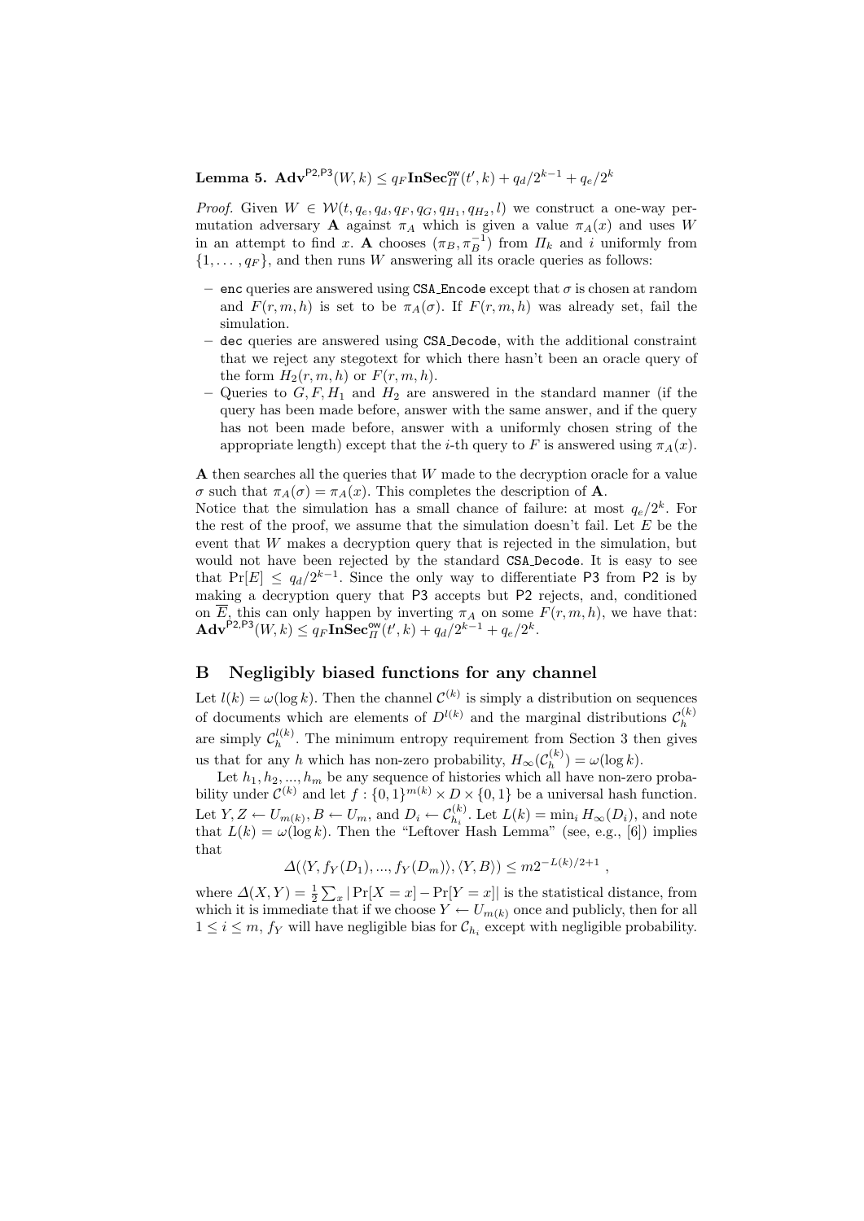**Lemma 5.** $\mathbf{Adv}^{\mathsf{P2},\mathsf{P3}}(W,k) \le q_F \mathbf{InSec}^{\mathsf{ow}}_{\Pi}(t',k) + q_d/2^{k-1} + q_e/2^k$

*Proof.* Given $W \in \mathcal{W}(t, q_e, q_d, q_F, q_G, q_{H_1}, q_{H_2}, l)$ we construct a one-way permutation adversary $\mathbf{A}$ against $\pi_A$ which is given a value $\pi_A(x)$ and uses $W$ in an attempt to find $x$. $\mathbf{A}$ chooses $(\pi_B, \pi_B^{-1})$ from $\Pi_k$ and $i$ uniformly from $\{1, \dots, q_F\}$, and then runs $W$ answering all its oracle queries as follows:

- `enc` queries are answered using `CSA_Encode` except that $\sigma$ is chosen at random and $F(r,m,h)$ is set to be $\pi_A(\sigma)$. If $F(r,m,h)$ was already set, fail the simulation.
- `dec` queries are answered using `CSA_Decode`, with the additional constraint that we reject any stegotext for which there hasn't been an oracle query of the form $H_2(r,m,h)$ or $F(r,m,h)$.
- Queries to $G, F, H_1$ and $H_2$ are answered in the standard manner (if the query has been made before, answer with the same answer, and if the query has not been made before, answer with a uniformly chosen string of the appropriate length) except that the $i$-th query to $F$ is answered using $\pi_A(x)$.

$\mathbf{A}$ then searches all the queries that $W$ made to the decryption oracle for a value $\sigma$ such that $\pi_A(\sigma) = \pi_A(x)$. This completes the description of $\mathbf{A}$.

Notice that the simulation has a small chance of failure: at most $q_e/2^k$. For the rest of the proof, we assume that the simulation doesn't fail. Let $E$ be the event that $W$ makes a decryption query that is rejected in the simulation, but would not have been rejected by the standard `CSA_Decode`. It is easy to see that $\Pr[E] \le q_d/2^{k-1}$. Since the only way to differentiate P3 from P2 is by making a decryption query that P3 accepts but P2 rejects, and, conditioned on $\overline{E}$, this can only happen by inverting $\pi_A$ on some $F(r,m,h)$, we have that: $\mathbf{Adv}^{\mathsf{P2},\mathsf{P3}}(W,k) \le q_F \mathbf{InSec}^{\mathsf{ow}}_{\Pi}(t',k) + q_d/2^{k-1} + q_e/2^k$.

## B Negligibly biased functions for any channel

Let $l(k) = \omega(\log k)$. Then the channel $\mathcal{C}^{(k)}$ is simply a distribution on sequences of documents which are elements of $D^{l(k)}$ and the marginal distributions $\mathcal{C}_h^{(k)}$ are simply $\mathcal{C}_h^{l(k)}$. The minimum entropy requirement from Section 3 then gives us that for any $h$ which has non-zero probability, $H_\infty(\mathcal{C}_h^{(k)}) = \omega(\log k)$.

Let $h_1, h_2, ..., h_m$ be any sequence of histories which all have non-zero probability under $\mathcal{C}^{(k)}$ and let $f : \{0,1\}^{m(k)} \times D \times \{0,1\}$ be a universal hash function. Let $Y, Z \leftarrow U_{m(k)}, B \leftarrow U_m$, and $D_i \leftarrow \mathcal{C}_{h_i}^{(k)}$. Let $L(k) = \min_i H_\infty(D_i)$, and note that $L(k) = \omega(\log k)$. Then the "Leftover Hash Lemma" (see, e.g., [6]) implies that

$$\Delta(\langle Y, f_Y(D_1), ..., f_Y(D_m)\rangle, \langle Y, B\rangle) \le m2^{-L(k)/2+1} \ ,$$

where $\Delta(X,Y) = \frac{1}{2}\sum_x |\Pr[X=x] - \Pr[Y=x]|$ is the statistical distance, from which it is immediate that if we choose $Y \leftarrow U_{m(k)}$ once and publicly, then for all $1 \le i \le m$, $f_Y$ will have negligible bias for $\mathcal{C}_{h_i}$ except with negligible probability.